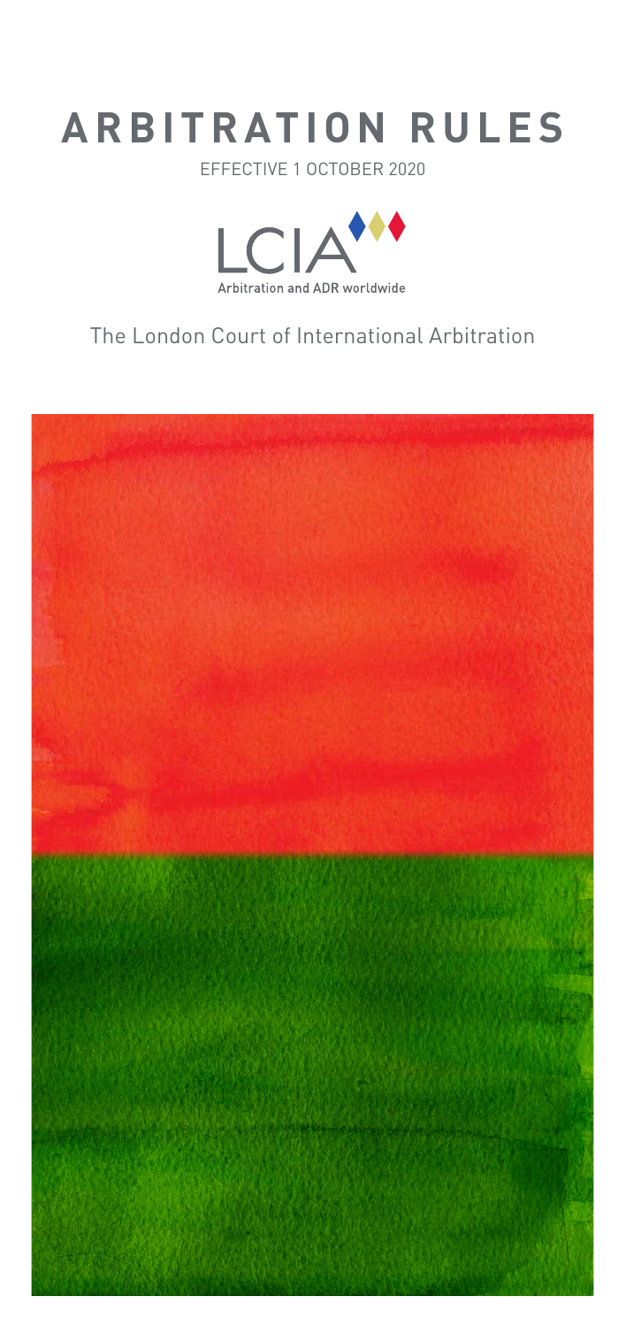# ARBITRATION RULES

EFFECTIVE 1 OCTOBER 2020

LCIA

Arbitration and ADR worldwide

The London Court of International Arbitration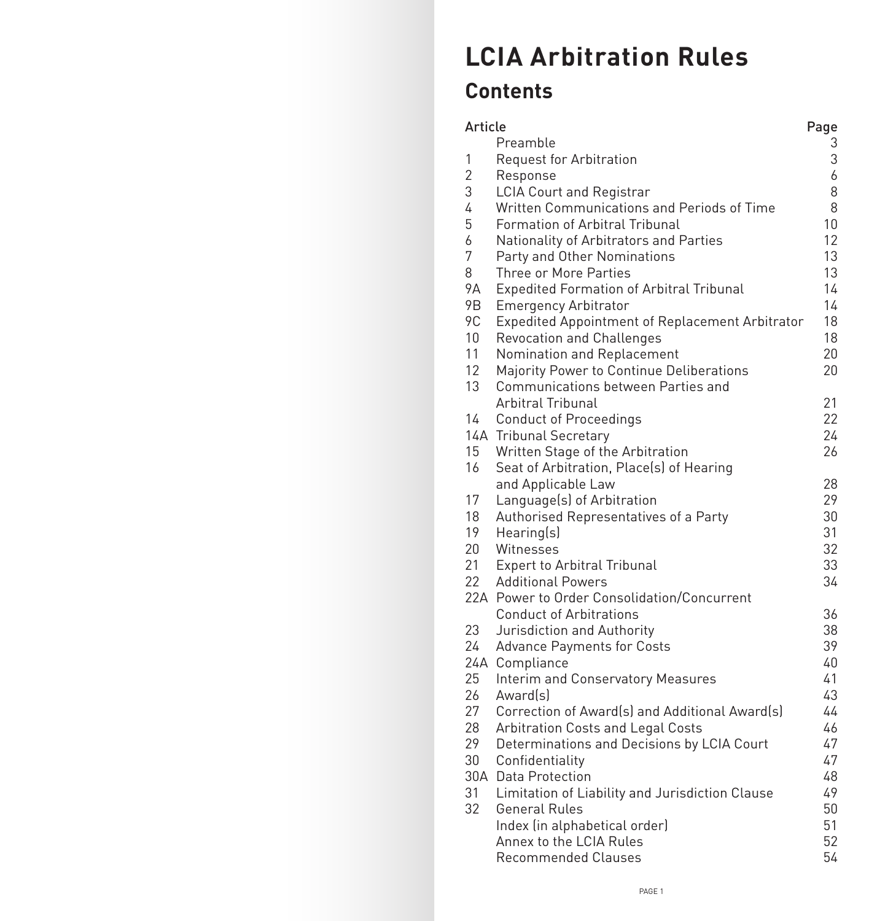# LCIA Arbitration Rules

## Contents

| Article | | Page |
|---|---|---|
| | Preamble | 3 |
| 1 | Request for Arbitration | 3 |
| 2 | Response | 6 |
| 3 | LCIA Court and Registrar | 8 |
| 4 | Written Communications and Periods of Time | 8 |
| 5 | Formation of Arbitral Tribunal | 10 |
| 6 | Nationality of Arbitrators and Parties | 12 |
| 7 | Party and Other Nominations | 13 |
| 8 | Three or More Parties | 13 |
| 9A | Expedited Formation of Arbitral Tribunal | 14 |
| 9B | Emergency Arbitrator | 14 |
| 9C | Expedited Appointment of Replacement Arbitrator | 18 |
| 10 | Revocation and Challenges | 18 |
| 11 | Nomination and Replacement | 20 |
| 12 | Majority Power to Continue Deliberations | 20 |
| 13 | Communications between Parties and Arbitral Tribunal | 21 |
| 14 | Conduct of Proceedings | 22 |
| 14A | Tribunal Secretary | 24 |
| 15 | Written Stage of the Arbitration | 26 |
| 16 | Seat of Arbitration, Place(s) of Hearing and Applicable Law | 28 |
| 17 | Language(s) of Arbitration | 29 |
| 18 | Authorised Representatives of a Party | 30 |
| 19 | Hearing(s) | 31 |
| 20 | Witnesses | 32 |
| 21 | Expert to Arbitral Tribunal | 33 |
| 22 | Additional Powers | 34 |
| 22A | Power to Order Consolidation/Concurrent Conduct of Arbitrations | 36 |
| 23 | Jurisdiction and Authority | 38 |
| 24 | Advance Payments for Costs | 39 |
| 24A | Compliance | 40 |
| 25 | Interim and Conservatory Measures | 41 |
| 26 | Award(s) | 43 |
| 27 | Correction of Award(s) and Additional Award(s) | 44 |
| 28 | Arbitration Costs and Legal Costs | 46 |
| 29 | Determinations and Decisions by LCIA Court | 47 |
| 30 | Confidentiality | 47 |
| 30A | Data Protection | 48 |
| 31 | Limitation of Liability and Jurisdiction Clause | 49 |
| 32 | General Rules | 50 |
| | Index (in alphabetical order) | 51 |
| | Annex to the LCIA Rules | 52 |
| | Recommended Clauses | 54 |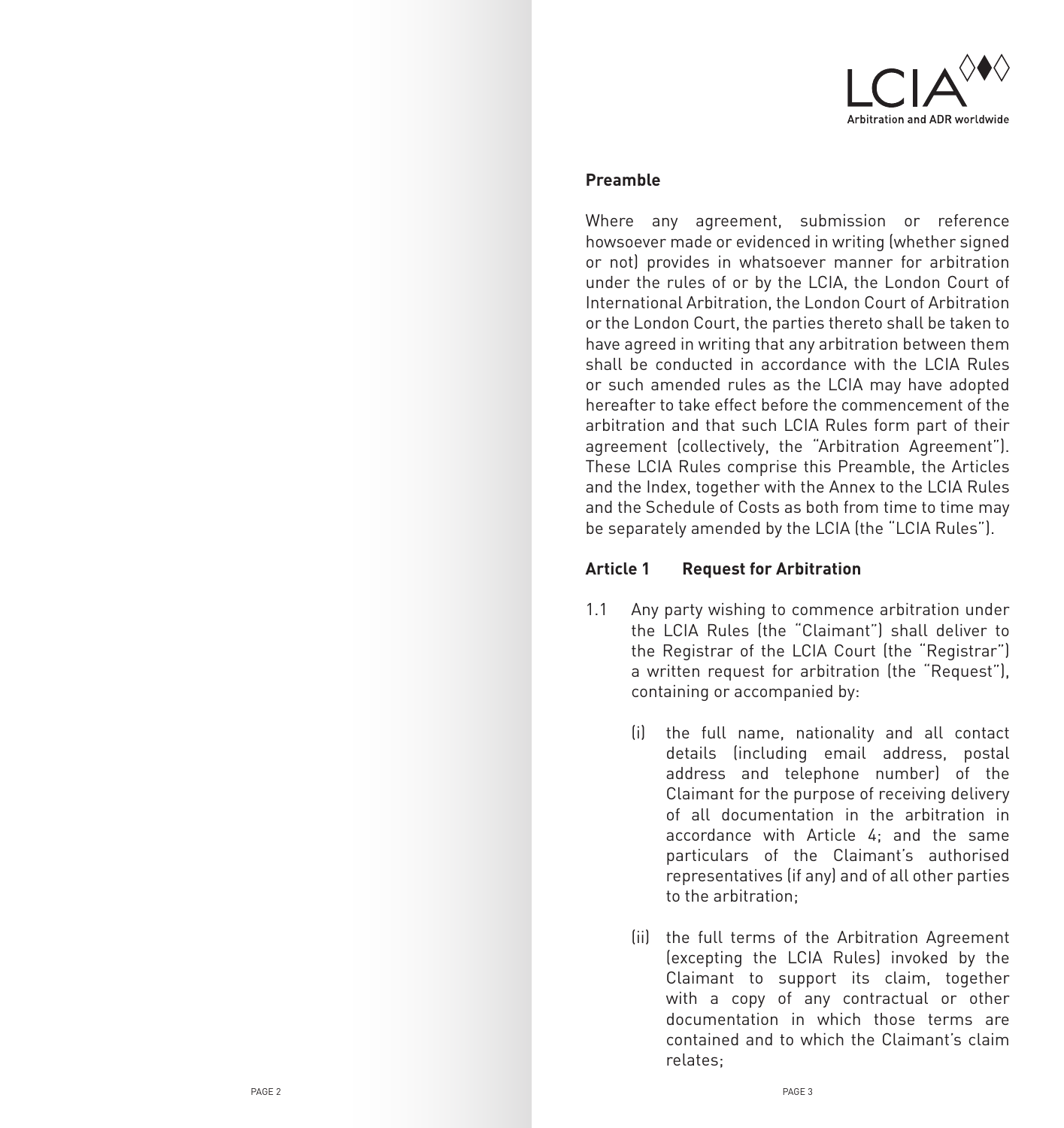## Preamble

Where any agreement, submission or reference howsoever made or evidenced in writing (whether signed or not) provides in whatsoever manner for arbitration under the rules of or by the LCIA, the London Court of International Arbitration, the London Court of Arbitration or the London Court, the parties thereto shall be taken to have agreed in writing that any arbitration between them shall be conducted in accordance with the LCIA Rules or such amended rules as the LCIA may have adopted hereafter to take effect before the commencement of the arbitration and that such LCIA Rules form part of their agreement (collectively, the "Arbitration Agreement"). These LCIA Rules comprise this Preamble, the Articles and the Index, together with the Annex to the LCIA Rules and the Schedule of Costs as both from time to time may be separately amended by the LCIA (the "LCIA Rules").

## Article 1 Request for Arbitration

1.1 Any party wishing to commence arbitration under the LCIA Rules (the "Claimant") shall deliver to the Registrar of the LCIA Court (the "Registrar") a written request for arbitration (the "Request"), containing or accompanied by:

(i) the full name, nationality and all contact details (including email address, postal address and telephone number) of the Claimant for the purpose of receiving delivery of all documentation in the arbitration in accordance with Article 4; and the same particulars of the Claimant's authorised representatives (if any) and of all other parties to the arbitration;

(ii) the full terms of the Arbitration Agreement (excepting the LCIA Rules) invoked by the Claimant to support its claim, together with a copy of any contractual or other documentation in which those terms are contained and to which the Claimant's claim relates;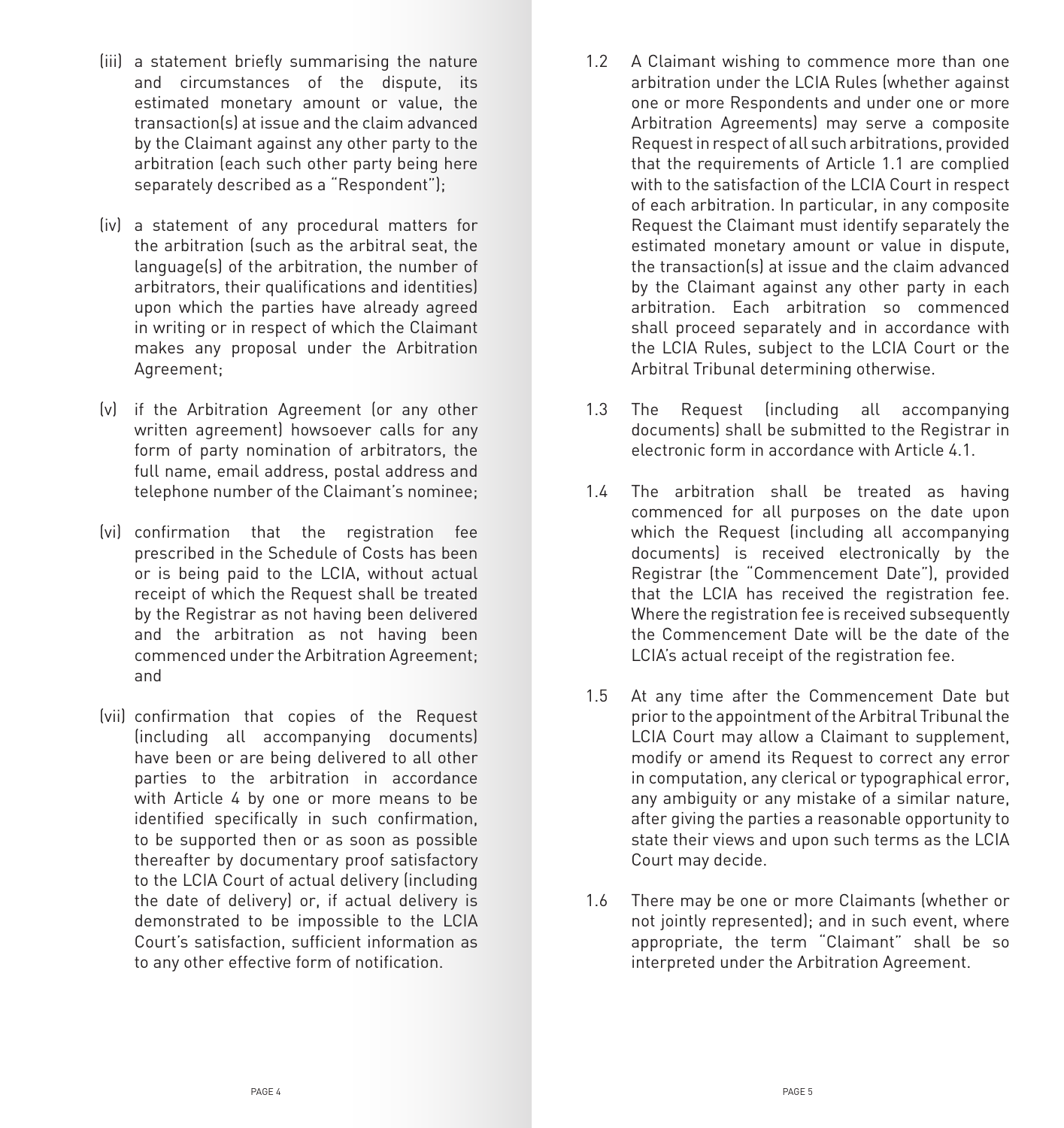(iii) a statement briefly summarising the nature and circumstances of the dispute, its estimated monetary amount or value, the transaction(s) at issue and the claim advanced by the Claimant against any other party to the arbitration (each such other party being here separately described as a "Respondent");

(iv) a statement of any procedural matters for the arbitration (such as the arbitral seat, the language(s) of the arbitration, the number of arbitrators, their qualifications and identities) upon which the parties have already agreed in writing or in respect of which the Claimant makes any proposal under the Arbitration Agreement;

(v) if the Arbitration Agreement (or any other written agreement) howsoever calls for any form of party nomination of arbitrators, the full name, email address, postal address and telephone number of the Claimant's nominee;

(vi) confirmation that the registration fee prescribed in the Schedule of Costs has been or is being paid to the LCIA, without actual receipt of which the Request shall be treated by the Registrar as not having been delivered and the arbitration as not having been commenced under the Arbitration Agreement; and

(vii) confirmation that copies of the Request (including all accompanying documents) have been or are being delivered to all other parties to the arbitration in accordance with Article 4 by one or more means to be identified specifically in such confirmation, to be supported then or as soon as possible thereafter by documentary proof satisfactory to the LCIA Court of actual delivery (including the date of delivery) or, if actual delivery is demonstrated to be impossible to the LCIA Court's satisfaction, sufficient information as to any other effective form of notification.

1.2 A Claimant wishing to commence more than one arbitration under the LCIA Rules (whether against one or more Respondents and under one or more Arbitration Agreements) may serve a composite Request in respect of all such arbitrations, provided that the requirements of Article 1.1 are complied with to the satisfaction of the LCIA Court in respect of each arbitration. In particular, in any composite Request the Claimant must identify separately the estimated monetary amount or value in dispute, the transaction(s) at issue and the claim advanced by the Claimant against any other party in each arbitration. Each arbitration so commenced shall proceed separately and in accordance with the LCIA Rules, subject to the LCIA Court or the Arbitral Tribunal determining otherwise.

1.3 The Request (including all accompanying documents) shall be submitted to the Registrar in electronic form in accordance with Article 4.1.

1.4 The arbitration shall be treated as having commenced for all purposes on the date upon which the Request (including all accompanying documents) is received electronically by the Registrar (the "Commencement Date"), provided that the LCIA has received the registration fee. Where the registration fee is received subsequently the Commencement Date will be the date of the LCIA's actual receipt of the registration fee.

1.5 At any time after the Commencement Date but prior to the appointment of the Arbitral Tribunal the LCIA Court may allow a Claimant to supplement, modify or amend its Request to correct any error in computation, any clerical or typographical error, any ambiguity or any mistake of a similar nature, after giving the parties a reasonable opportunity to state their views and upon such terms as the LCIA Court may decide.

1.6 There may be one or more Claimants (whether or not jointly represented); and in such event, where appropriate, the term "Claimant" shall be so interpreted under the Arbitration Agreement.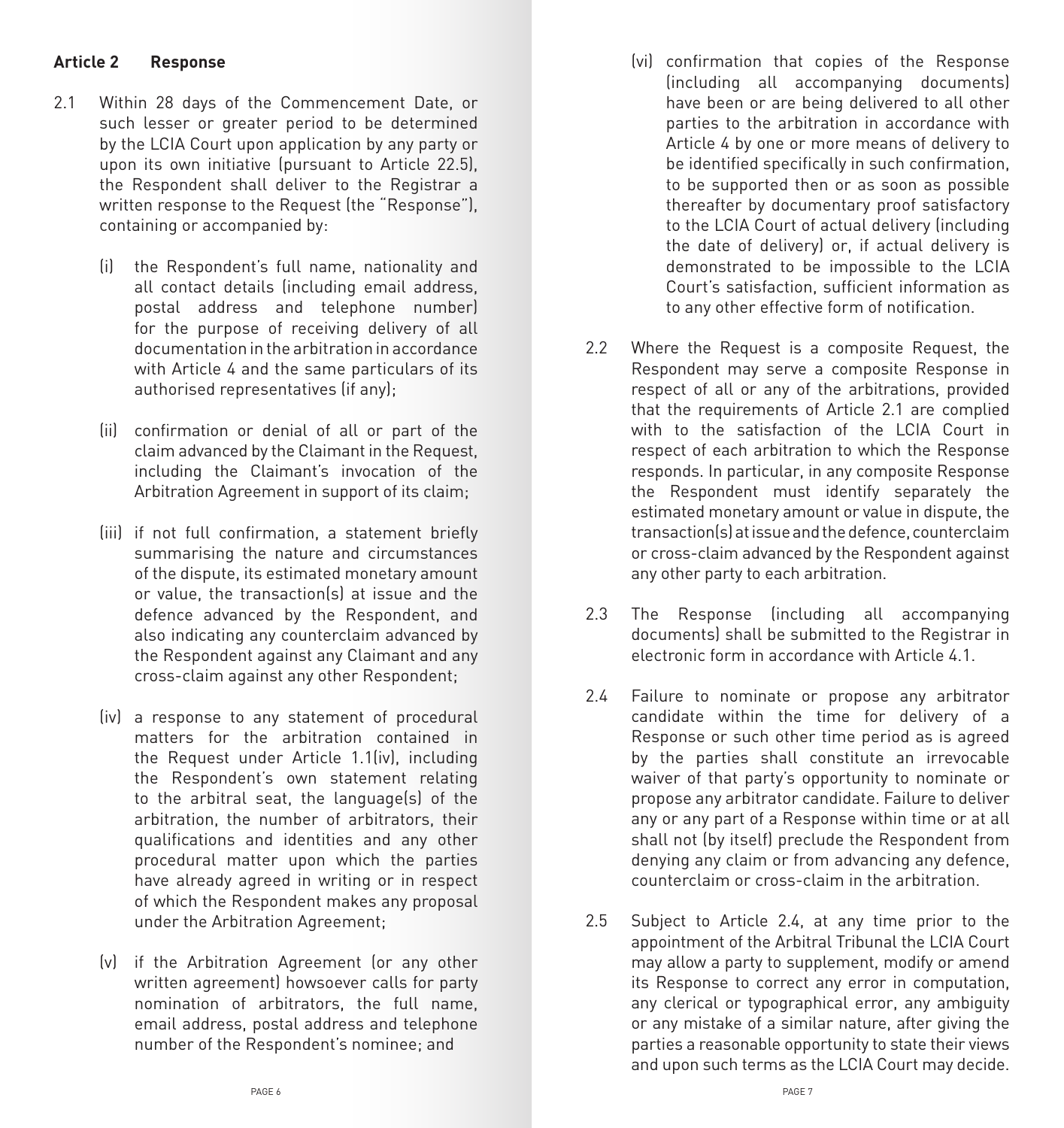## Article 2 Response

2.1 Within 28 days of the Commencement Date, or such lesser or greater period to be determined by the LCIA Court upon application by any party or upon its own initiative (pursuant to Article 22.5), the Respondent shall deliver to the Registrar a written response to the Request (the "Response"), containing or accompanied by:

(i) the Respondent's full name, nationality and all contact details (including email address, postal address and telephone number) for the purpose of receiving delivery of all documentation in the arbitration in accordance with Article 4 and the same particulars of its authorised representatives (if any);

(ii) confirmation or denial of all or part of the claim advanced by the Claimant in the Request, including the Claimant's invocation of the Arbitration Agreement in support of its claim;

(iii) if not full confirmation, a statement briefly summarising the nature and circumstances of the dispute, its estimated monetary amount or value, the transaction(s) at issue and the defence advanced by the Respondent, and also indicating any counterclaim advanced by the Respondent against any Claimant and any cross-claim against any other Respondent;

(iv) a response to any statement of procedural matters for the arbitration contained in the Request under Article 1.1(iv), including the Respondent's own statement relating to the arbitral seat, the language(s) of the arbitration, the number of arbitrators, their qualifications and identities and any other procedural matter upon which the parties have already agreed in writing or in respect of which the Respondent makes any proposal under the Arbitration Agreement;

(v) if the Arbitration Agreement (or any other written agreement) howsoever calls for party nomination of arbitrators, the full name, email address, postal address and telephone number of the Respondent's nominee; and

(vi) confirmation that copies of the Response (including all accompanying documents) have been or are being delivered to all other parties to the arbitration in accordance with Article 4 by one or more means of delivery to be identified specifically in such confirmation, to be supported then or as soon as possible thereafter by documentary proof satisfactory to the LCIA Court of actual delivery (including the date of delivery) or, if actual delivery is demonstrated to be impossible to the LCIA Court's satisfaction, sufficient information as to any other effective form of notification.

2.2 Where the Request is a composite Request, the Respondent may serve a composite Response in respect of all or any of the arbitrations, provided that the requirements of Article 2.1 are complied with to the satisfaction of the LCIA Court in respect of each arbitration to which the Response responds. In particular, in any composite Response the Respondent must identify separately the estimated monetary amount or value in dispute, the transaction(s) at issue and the defence, counterclaim or cross-claim advanced by the Respondent against any other party to each arbitration.

2.3 The Response (including all accompanying documents) shall be submitted to the Registrar in electronic form in accordance with Article 4.1.

2.4 Failure to nominate or propose any arbitrator candidate within the time for delivery of a Response or such other time period as is agreed by the parties shall constitute an irrevocable waiver of that party's opportunity to nominate or propose any arbitrator candidate. Failure to deliver any or any part of a Response within time or at all shall not (by itself) preclude the Respondent from denying any claim or from advancing any defence, counterclaim or cross-claim in the arbitration.

2.5 Subject to Article 2.4, at any time prior to the appointment of the Arbitral Tribunal the LCIA Court may allow a party to supplement, modify or amend its Response to correct any error in computation, any clerical or typographical error, any ambiguity or any mistake of a similar nature, after giving the parties a reasonable opportunity to state their views and upon such terms as the LCIA Court may decide.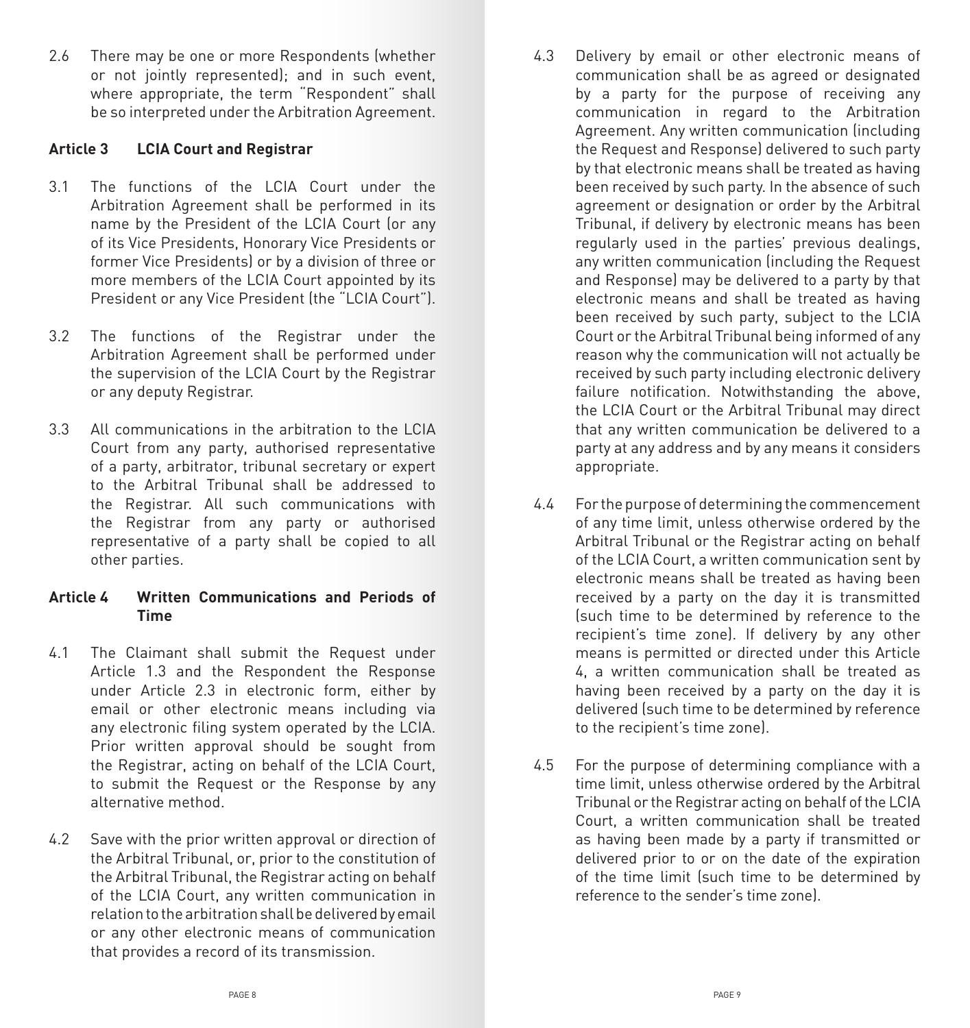2.6 There may be one or more Respondents (whether or not jointly represented); and in such event, where appropriate, the term "Respondent" shall be so interpreted under the Arbitration Agreement.

## Article 3 LCIA Court and Registrar

3.1 The functions of the LCIA Court under the Arbitration Agreement shall be performed in its name by the President of the LCIA Court (or any of its Vice Presidents, Honorary Vice Presidents or former Vice Presidents) or by a division of three or more members of the LCIA Court appointed by its President or any Vice President (the "LCIA Court").

3.2 The functions of the Registrar under the Arbitration Agreement shall be performed under the supervision of the LCIA Court by the Registrar or any deputy Registrar.

3.3 All communications in the arbitration to the LCIA Court from any party, authorised representative of a party, arbitrator, tribunal secretary or expert to the Arbitral Tribunal shall be addressed to the Registrar. All such communications with the Registrar from any party or authorised representative of a party shall be copied to all other parties.

## Article 4 Written Communications and Periods of Time

4.1 The Claimant shall submit the Request under Article 1.3 and the Respondent the Response under Article 2.3 in electronic form, either by email or other electronic means including via any electronic filing system operated by the LCIA. Prior written approval should be sought from the Registrar, acting on behalf of the LCIA Court, to submit the Request or the Response by any alternative method.

4.2 Save with the prior written approval or direction of the Arbitral Tribunal, or, prior to the constitution of the Arbitral Tribunal, the Registrar acting on behalf of the LCIA Court, any written communication in relation to the arbitration shall be delivered by email or any other electronic means of communication that provides a record of its transmission.

4.3 Delivery by email or other electronic means of communication shall be as agreed or designated by a party for the purpose of receiving any communication in regard to the Arbitration Agreement. Any written communication (including the Request and Response) delivered to such party by that electronic means shall be treated as having been received by such party. In the absence of such agreement or designation or order by the Arbitral Tribunal, if delivery by electronic means has been regularly used in the parties' previous dealings, any written communication (including the Request and Response) may be delivered to a party by that electronic means and shall be treated as having been received by such party, subject to the LCIA Court or the Arbitral Tribunal being informed of any reason why the communication will not actually be received by such party including electronic delivery failure notification. Notwithstanding the above, the LCIA Court or the Arbitral Tribunal may direct that any written communication be delivered to a party at any address and by any means it considers appropriate.

4.4 For the purpose of determining the commencement of any time limit, unless otherwise ordered by the Arbitral Tribunal or the Registrar acting on behalf of the LCIA Court, a written communication sent by electronic means shall be treated as having been received by a party on the day it is transmitted (such time to be determined by reference to the recipient's time zone). If delivery by any other means is permitted or directed under this Article 4, a written communication shall be treated as having been received by a party on the day it is delivered (such time to be determined by reference to the recipient's time zone).

4.5 For the purpose of determining compliance with a time limit, unless otherwise ordered by the Arbitral Tribunal or the Registrar acting on behalf of the LCIA Court, a written communication shall be treated as having been made by a party if transmitted or delivered prior to or on the date of the expiration of the time limit (such time to be determined by reference to the sender's time zone).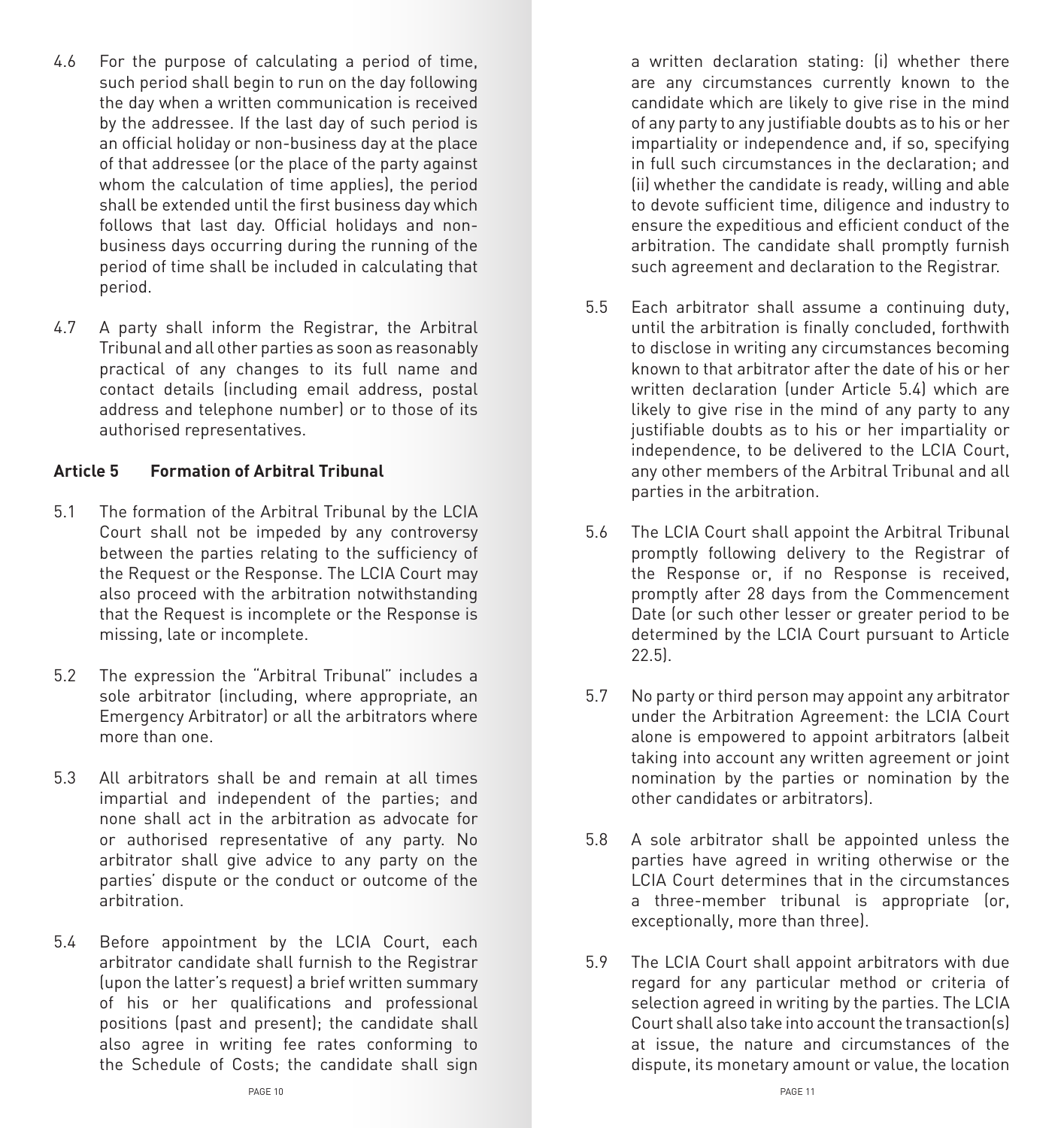4.6 For the purpose of calculating a period of time, such period shall begin to run on the day following the day when a written communication is received by the addressee. If the last day of such period is an official holiday or non-business day at the place of that addressee (or the place of the party against whom the calculation of time applies), the period shall be extended until the first business day which follows that last day. Official holidays and non-business days occurring during the running of the period of time shall be included in calculating that period.

4.7 A party shall inform the Registrar, the Arbitral Tribunal and all other parties as soon as reasonably practical of any changes to its full name and contact details (including email address, postal address and telephone number) or to those of its authorised representatives.

## Article 5 Formation of Arbitral Tribunal

5.1 The formation of the Arbitral Tribunal by the LCIA Court shall not be impeded by any controversy between the parties relating to the sufficiency of the Request or the Response. The LCIA Court may also proceed with the arbitration notwithstanding that the Request is incomplete or the Response is missing, late or incomplete.

5.2 The expression the "Arbitral Tribunal" includes a sole arbitrator (including, where appropriate, an Emergency Arbitrator) or all the arbitrators where more than one.

5.3 All arbitrators shall be and remain at all times impartial and independent of the parties; and none shall act in the arbitration as advocate for or authorised representative of any party. No arbitrator shall give advice to any party on the parties' dispute or the conduct or outcome of the arbitration.

5.4 Before appointment by the LCIA Court, each arbitrator candidate shall furnish to the Registrar (upon the latter's request) a brief written summary of his or her qualifications and professional positions (past and present); the candidate shall also agree in writing fee rates conforming to the Schedule of Costs; the candidate shall sign a written declaration stating: (i) whether there are any circumstances currently known to the candidate which are likely to give rise in the mind of any party to any justifiable doubts as to his or her impartiality or independence and, if so, specifying in full such circumstances in the declaration; and (ii) whether the candidate is ready, willing and able to devote sufficient time, diligence and industry to ensure the expeditious and efficient conduct of the arbitration. The candidate shall promptly furnish such agreement and declaration to the Registrar.

5.5 Each arbitrator shall assume a continuing duty, until the arbitration is finally concluded, forthwith to disclose in writing any circumstances becoming known to that arbitrator after the date of his or her written declaration (under Article 5.4) which are likely to give rise in the mind of any party to any justifiable doubts as to his or her impartiality or independence, to be delivered to the LCIA Court, any other members of the Arbitral Tribunal and all parties in the arbitration.

5.6 The LCIA Court shall appoint the Arbitral Tribunal promptly following delivery to the Registrar of the Response or, if no Response is received, promptly after 28 days from the Commencement Date (or such other lesser or greater period to be determined by the LCIA Court pursuant to Article 22.5).

5.7 No party or third person may appoint any arbitrator under the Arbitration Agreement: the LCIA Court alone is empowered to appoint arbitrators (albeit taking into account any written agreement or joint nomination by the parties or nomination by the other candidates or arbitrators).

5.8 A sole arbitrator shall be appointed unless the parties have agreed in writing otherwise or the LCIA Court determines that in the circumstances a three-member tribunal is appropriate (or, exceptionally, more than three).

5.9 The LCIA Court shall appoint arbitrators with due regard for any particular method or criteria of selection agreed in writing by the parties. The LCIA Court shall also take into account the transaction(s) at issue, the nature and circumstances of the dispute, its monetary amount or value, the location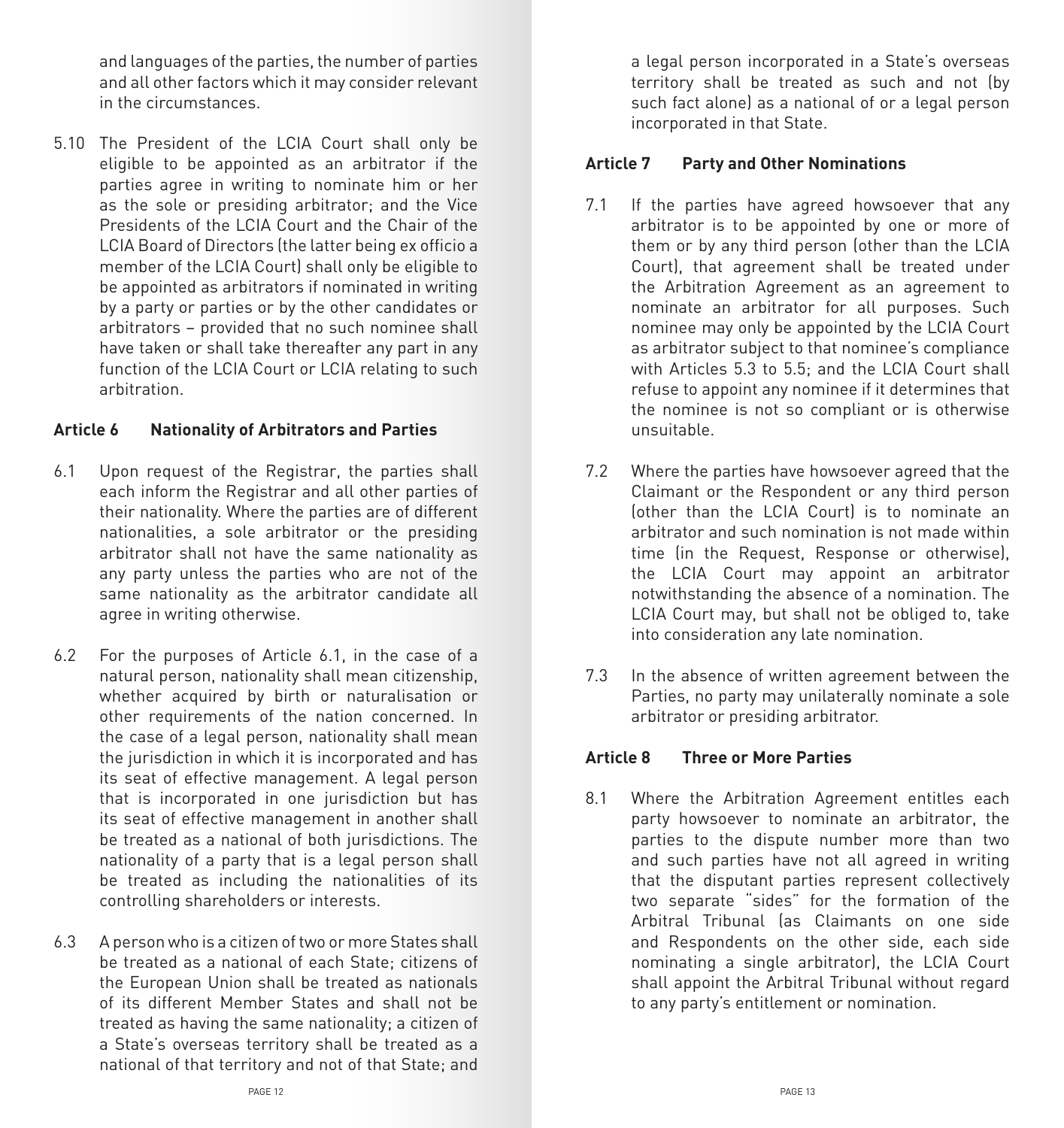and languages of the parties, the number of parties and all other factors which it may consider relevant in the circumstances.

5.10 The President of the LCIA Court shall only be eligible to be appointed as an arbitrator if the parties agree in writing to nominate him or her as the sole or presiding arbitrator; and the Vice Presidents of the LCIA Court and the Chair of the LCIA Board of Directors (the latter being ex officio a member of the LCIA Court) shall only be eligible to be appointed as arbitrators if nominated in writing by a party or parties or by the other candidates or arbitrators – provided that no such nominee shall have taken or shall take thereafter any part in any function of the LCIA Court or LCIA relating to such arbitration.

**Article 6 Nationality of Arbitrators and Parties**

6.1 Upon request of the Registrar, the parties shall each inform the Registrar and all other parties of their nationality. Where the parties are of different nationalities, a sole arbitrator or the presiding arbitrator shall not have the same nationality as any party unless the parties who are not of the same nationality as the arbitrator candidate all agree in writing otherwise.

6.2 For the purposes of Article 6.1, in the case of a natural person, nationality shall mean citizenship, whether acquired by birth or naturalisation or other requirements of the nation concerned. In the case of a legal person, nationality shall mean the jurisdiction in which it is incorporated and has its seat of effective management. A legal person that is incorporated in one jurisdiction but has its seat of effective management in another shall be treated as a national of both jurisdictions. The nationality of a party that is a legal person shall be treated as including the nationalities of its controlling shareholders or interests.

6.3 A person who is a citizen of two or more States shall be treated as a national of each State; citizens of the European Union shall be treated as nationals of its different Member States and shall not be treated as having the same nationality; a citizen of a State's overseas territory shall be treated as a national of that territory and not of that State; and a legal person incorporated in a State's overseas territory shall be treated as such and not (by such fact alone) as a national of or a legal person incorporated in that State.

**Article 7 Party and Other Nominations**

7.1 If the parties have agreed howsoever that any arbitrator is to be appointed by one or more of them or by any third person (other than the LCIA Court), that agreement shall be treated under the Arbitration Agreement as an agreement to nominate an arbitrator for all purposes. Such nominee may only be appointed by the LCIA Court as arbitrator subject to that nominee's compliance with Articles 5.3 to 5.5; and the LCIA Court shall refuse to appoint any nominee if it determines that the nominee is not so compliant or is otherwise unsuitable.

7.2 Where the parties have howsoever agreed that the Claimant or the Respondent or any third person (other than the LCIA Court) is to nominate an arbitrator and such nomination is not made within time (in the Request, Response or otherwise), the LCIA Court may appoint an arbitrator notwithstanding the absence of a nomination. The LCIA Court may, but shall not be obliged to, take into consideration any late nomination.

7.3 In the absence of written agreement between the Parties, no party may unilaterally nominate a sole arbitrator or presiding arbitrator.

**Article 8 Three or More Parties**

8.1 Where the Arbitration Agreement entitles each party howsoever to nominate an arbitrator, the parties to the dispute number more than two and such parties have not all agreed in writing that the disputant parties represent collectively two separate "sides" for the formation of the Arbitral Tribunal (as Claimants on one side and Respondents on the other side, each side nominating a single arbitrator), the LCIA Court shall appoint the Arbitral Tribunal without regard to any party's entitlement or nomination.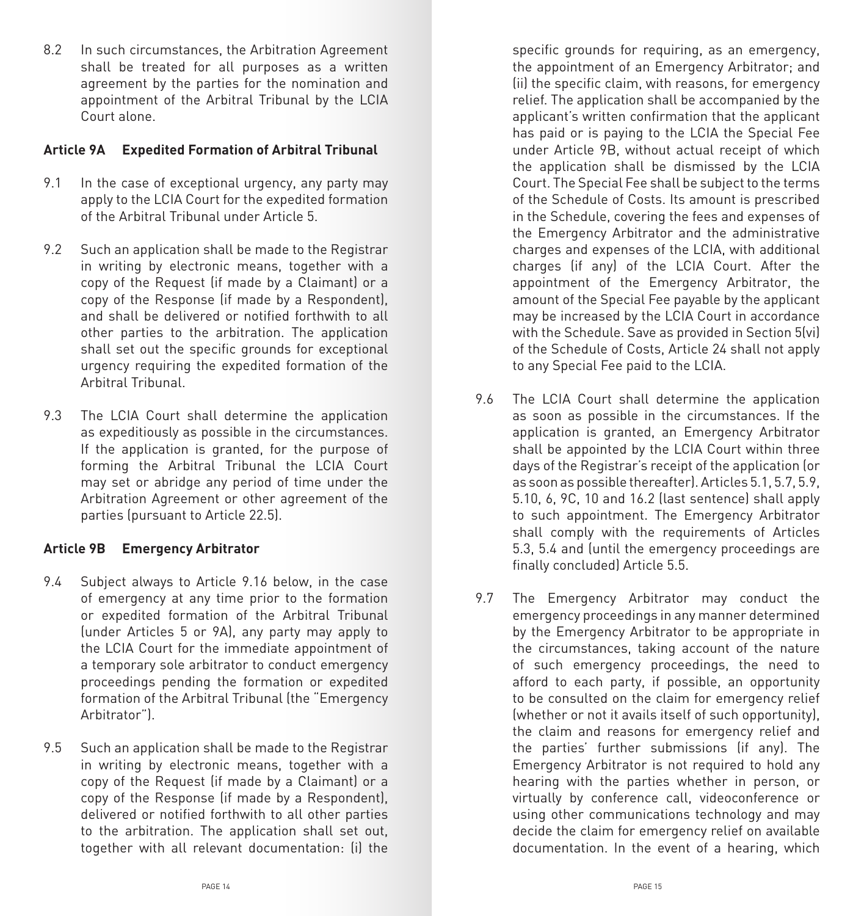8.2 In such circumstances, the Arbitration Agreement shall be treated for all purposes as a written agreement by the parties for the nomination and appointment of the Arbitral Tribunal by the LCIA Court alone.

### Article 9A Expedited Formation of Arbitral Tribunal

9.1 In the case of exceptional urgency, any party may apply to the LCIA Court for the expedited formation of the Arbitral Tribunal under Article 5.

9.2 Such an application shall be made to the Registrar in writing by electronic means, together with a copy of the Request (if made by a Claimant) or a copy of the Response (if made by a Respondent), and shall be delivered or notified forthwith to all other parties to the arbitration. The application shall set out the specific grounds for exceptional urgency requiring the expedited formation of the Arbitral Tribunal.

9.3 The LCIA Court shall determine the application as expeditiously as possible in the circumstances. If the application is granted, for the purpose of forming the Arbitral Tribunal the LCIA Court may set or abridge any period of time under the Arbitration Agreement or other agreement of the parties (pursuant to Article 22.5).

### Article 9B Emergency Arbitrator

9.4 Subject always to Article 9.16 below, in the case of emergency at any time prior to the formation or expedited formation of the Arbitral Tribunal (under Articles 5 or 9A), any party may apply to the LCIA Court for the immediate appointment of a temporary sole arbitrator to conduct emergency proceedings pending the formation or expedited formation of the Arbitral Tribunal (the "Emergency Arbitrator").

9.5 Such an application shall be made to the Registrar in writing by electronic means, together with a copy of the Request (if made by a Claimant) or a copy of the Response (if made by a Respondent), delivered or notified forthwith to all other parties to the arbitration. The application shall set out, together with all relevant documentation: (i) the specific grounds for requiring, as an emergency, the appointment of an Emergency Arbitrator; and (ii) the specific claim, with reasons, for emergency relief. The application shall be accompanied by the applicant's written confirmation that the applicant has paid or is paying to the LCIA the Special Fee under Article 9B, without actual receipt of which the application shall be dismissed by the LCIA Court. The Special Fee shall be subject to the terms of the Schedule of Costs. Its amount is prescribed in the Schedule, covering the fees and expenses of the Emergency Arbitrator and the administrative charges and expenses of the LCIA, with additional charges (if any) of the LCIA Court. After the appointment of the Emergency Arbitrator, the amount of the Special Fee payable by the applicant may be increased by the LCIA Court in accordance with the Schedule. Save as provided in Section 5(vi) of the Schedule of Costs, Article 24 shall not apply to any Special Fee paid to the LCIA.

9.6 The LCIA Court shall determine the application as soon as possible in the circumstances. If the application is granted, an Emergency Arbitrator shall be appointed by the LCIA Court within three days of the Registrar's receipt of the application (or as soon as possible thereafter). Articles 5.1, 5.7, 5.9, 5.10, 6, 9C, 10 and 16.2 (last sentence) shall apply to such appointment. The Emergency Arbitrator shall comply with the requirements of Articles 5.3, 5.4 and (until the emergency proceedings are finally concluded) Article 5.5.

9.7 The Emergency Arbitrator may conduct the emergency proceedings in any manner determined by the Emergency Arbitrator to be appropriate in the circumstances, taking account of the nature of such emergency proceedings, the need to afford to each party, if possible, an opportunity to be consulted on the claim for emergency relief (whether or not it avails itself of such opportunity), the claim and reasons for emergency relief and the parties' further submissions (if any). The Emergency Arbitrator is not required to hold any hearing with the parties whether in person, or virtually by conference call, videoconference or using other communications technology and may decide the claim for emergency relief on available documentation. In the event of a hearing, which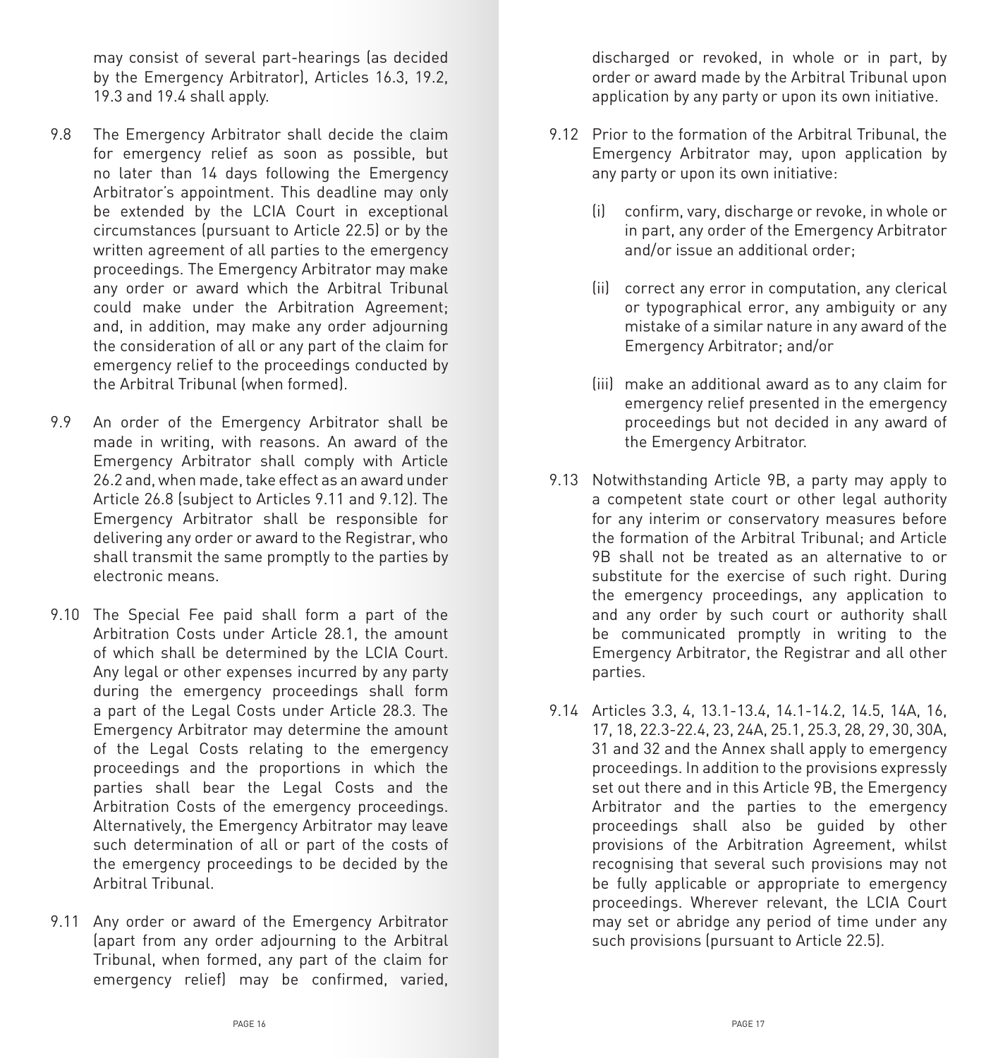may consist of several part-hearings (as decided by the Emergency Arbitrator), Articles 16.3, 19.2, 19.3 and 19.4 shall apply.

9.8 The Emergency Arbitrator shall decide the claim for emergency relief as soon as possible, but no later than 14 days following the Emergency Arbitrator's appointment. This deadline may only be extended by the LCIA Court in exceptional circumstances (pursuant to Article 22.5) or by the written agreement of all parties to the emergency proceedings. The Emergency Arbitrator may make any order or award which the Arbitral Tribunal could make under the Arbitration Agreement; and, in addition, may make any order adjourning the consideration of all or any part of the claim for emergency relief to the proceedings conducted by the Arbitral Tribunal (when formed).

9.9 An order of the Emergency Arbitrator shall be made in writing, with reasons. An award of the Emergency Arbitrator shall comply with Article 26.2 and, when made, take effect as an award under Article 26.8 (subject to Articles 9.11 and 9.12). The Emergency Arbitrator shall be responsible for delivering any order or award to the Registrar, who shall transmit the same promptly to the parties by electronic means.

9.10 The Special Fee paid shall form a part of the Arbitration Costs under Article 28.1, the amount of which shall be determined by the LCIA Court. Any legal or other expenses incurred by any party during the emergency proceedings shall form a part of the Legal Costs under Article 28.3. The Emergency Arbitrator may determine the amount of the Legal Costs relating to the emergency proceedings and the proportions in which the parties shall bear the Legal Costs and the Arbitration Costs of the emergency proceedings. Alternatively, the Emergency Arbitrator may leave such determination of all or part of the costs of the emergency proceedings to be decided by the Arbitral Tribunal.

9.11 Any order or award of the Emergency Arbitrator (apart from any order adjourning to the Arbitral Tribunal, when formed, any part of the claim for emergency relief) may be confirmed, varied, discharged or revoked, in whole or in part, by order or award made by the Arbitral Tribunal upon application by any party or upon its own initiative.

9.12 Prior to the formation of the Arbitral Tribunal, the Emergency Arbitrator may, upon application by any party or upon its own initiative:

(i) confirm, vary, discharge or revoke, in whole or in part, any order of the Emergency Arbitrator and/or issue an additional order;

(ii) correct any error in computation, any clerical or typographical error, any ambiguity or any mistake of a similar nature in any award of the Emergency Arbitrator; and/or

(iii) make an additional award as to any claim for emergency relief presented in the emergency proceedings but not decided in any award of the Emergency Arbitrator.

9.13 Notwithstanding Article 9B, a party may apply to a competent state court or other legal authority for any interim or conservatory measures before the formation of the Arbitral Tribunal; and Article 9B shall not be treated as an alternative to or substitute for the exercise of such right. During the emergency proceedings, any application to and any order by such court or authority shall be communicated promptly in writing to the Emergency Arbitrator, the Registrar and all other parties.

9.14 Articles 3.3, 4, 13.1-13.4, 14.1-14.2, 14.5, 14A, 16, 17, 18, 22.3-22.4, 23, 24A, 25.1, 25.3, 28, 29, 30, 30A, 31 and 32 and the Annex shall apply to emergency proceedings. In addition to the provisions expressly set out there and in this Article 9B, the Emergency Arbitrator and the parties to the emergency proceedings shall also be guided by other provisions of the Arbitration Agreement, whilst recognising that several such provisions may not be fully applicable or appropriate to emergency proceedings. Wherever relevant, the LCIA Court may set or abridge any period of time under any such provisions (pursuant to Article 22.5).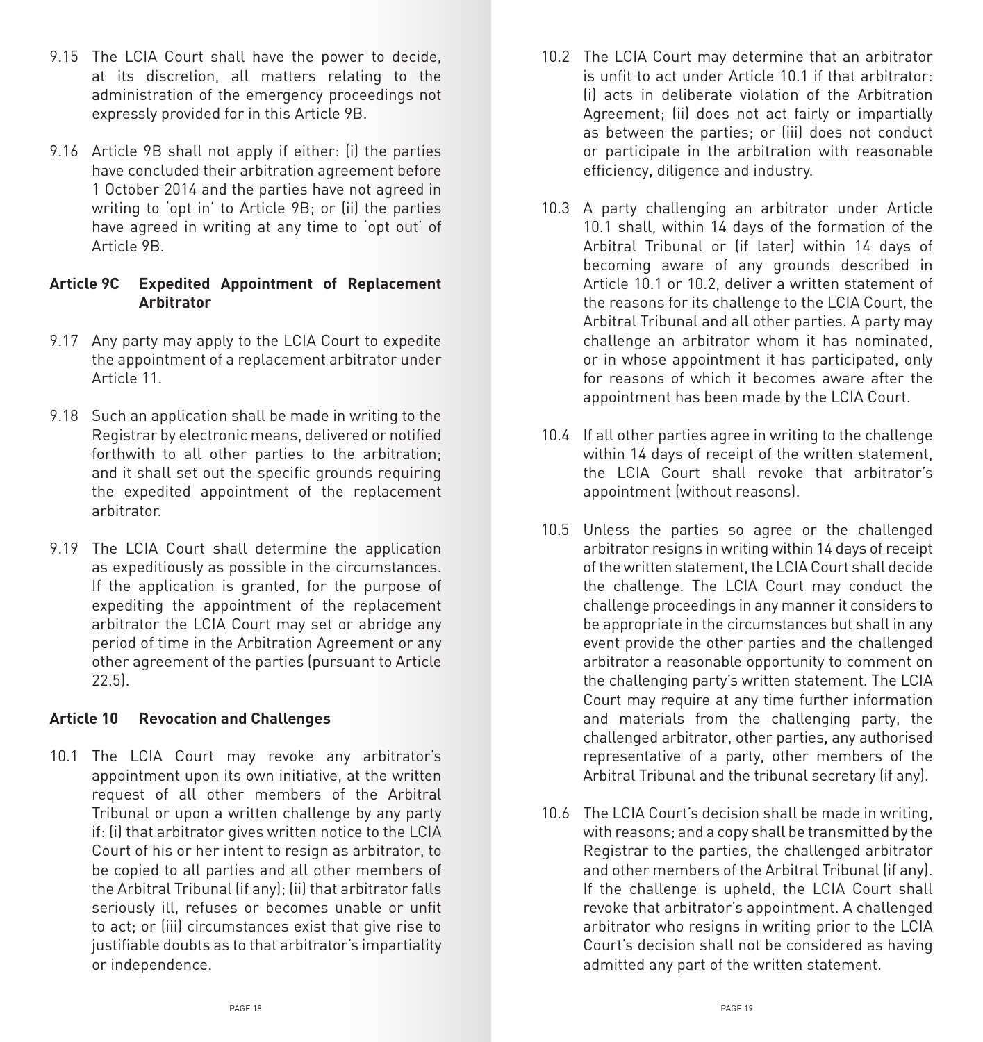9.15 The LCIA Court shall have the power to decide, at its discretion, all matters relating to the administration of the emergency proceedings not expressly provided for in this Article 9B.

9.16 Article 9B shall not apply if either: (i) the parties have concluded their arbitration agreement before 1 October 2014 and the parties have not agreed in writing to 'opt in' to Article 9B; or (ii) the parties have agreed in writing at any time to 'opt out' of Article 9B.

**Article 9C Expedited Appointment of Replacement Arbitrator**

9.17 Any party may apply to the LCIA Court to expedite the appointment of a replacement arbitrator under Article 11.

9.18 Such an application shall be made in writing to the Registrar by electronic means, delivered or notified forthwith to all other parties to the arbitration; and it shall set out the specific grounds requiring the expedited appointment of the replacement arbitrator.

9.19 The LCIA Court shall determine the application as expeditiously as possible in the circumstances. If the application is granted, for the purpose of expediting the appointment of the replacement arbitrator the LCIA Court may set or abridge any period of time in the Arbitration Agreement or any other agreement of the parties (pursuant to Article 22.5).

**Article 10 Revocation and Challenges**

10.1 The LCIA Court may revoke any arbitrator's appointment upon its own initiative, at the written request of all other members of the Arbitral Tribunal or upon a written challenge by any party if: (i) that arbitrator gives written notice to the LCIA Court of his or her intent to resign as arbitrator, to be copied to all parties and all other members of the Arbitral Tribunal (if any); (ii) that arbitrator falls seriously ill, refuses or becomes unable or unfit to act; or (iii) circumstances exist that give rise to justifiable doubts as to that arbitrator's impartiality or independence.

10.2 The LCIA Court may determine that an arbitrator is unfit to act under Article 10.1 if that arbitrator: (i) acts in deliberate violation of the Arbitration Agreement; (ii) does not act fairly or impartially as between the parties; or (iii) does not conduct or participate in the arbitration with reasonable efficiency, diligence and industry.

10.3 A party challenging an arbitrator under Article 10.1 shall, within 14 days of the formation of the Arbitral Tribunal or (if later) within 14 days of becoming aware of any grounds described in Article 10.1 or 10.2, deliver a written statement of the reasons for its challenge to the LCIA Court, the Arbitral Tribunal and all other parties. A party may challenge an arbitrator whom it has nominated, or in whose appointment it has participated, only for reasons of which it becomes aware after the appointment has been made by the LCIA Court.

10.4 If all other parties agree in writing to the challenge within 14 days of receipt of the written statement, the LCIA Court shall revoke that arbitrator's appointment (without reasons).

10.5 Unless the parties so agree or the challenged arbitrator resigns in writing within 14 days of receipt of the written statement, the LCIA Court shall decide the challenge. The LCIA Court may conduct the challenge proceedings in any manner it considers to be appropriate in the circumstances but shall in any event provide the other parties and the challenged arbitrator a reasonable opportunity to comment on the challenging party's written statement. The LCIA Court may require at any time further information and materials from the challenging party, the challenged arbitrator, other parties, any authorised representative of a party, other members of the Arbitral Tribunal and the tribunal secretary (if any).

10.6 The LCIA Court's decision shall be made in writing, with reasons; and a copy shall be transmitted by the Registrar to the parties, the challenged arbitrator and other members of the Arbitral Tribunal (if any). If the challenge is upheld, the LCIA Court shall revoke that arbitrator's appointment. A challenged arbitrator who resigns in writing prior to the LCIA Court's decision shall not be considered as having admitted any part of the written statement.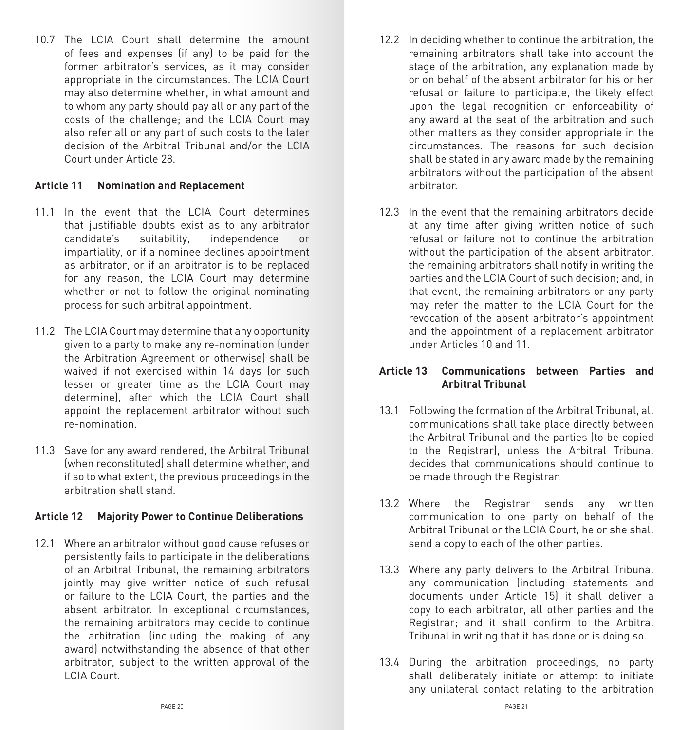10.7 The LCIA Court shall determine the amount of fees and expenses (if any) to be paid for the former arbitrator's services, as it may consider appropriate in the circumstances. The LCIA Court may also determine whether, in what amount and to whom any party should pay all or any part of the costs of the challenge; and the LCIA Court may also refer all or any part of such costs to the later decision of the Arbitral Tribunal and/or the LCIA Court under Article 28.

### Article 11 Nomination and Replacement

11.1 In the event that the LCIA Court determines that justifiable doubts exist as to any arbitrator candidate's suitability, independence or impartiality, or if a nominee declines appointment as arbitrator, or if an arbitrator is to be replaced for any reason, the LCIA Court may determine whether or not to follow the original nominating process for such arbitral appointment.

11.2 The LCIA Court may determine that any opportunity given to a party to make any re-nomination (under the Arbitration Agreement or otherwise) shall be waived if not exercised within 14 days (or such lesser or greater time as the LCIA Court may determine), after which the LCIA Court shall appoint the replacement arbitrator without such re-nomination.

11.3 Save for any award rendered, the Arbitral Tribunal (when reconstituted) shall determine whether, and if so to what extent, the previous proceedings in the arbitration shall stand.

### Article 12 Majority Power to Continue Deliberations

12.1 Where an arbitrator without good cause refuses or persistently fails to participate in the deliberations of an Arbitral Tribunal, the remaining arbitrators jointly may give written notice of such refusal or failure to the LCIA Court, the parties and the absent arbitrator. In exceptional circumstances, the remaining arbitrators may decide to continue the arbitration (including the making of any award) notwithstanding the absence of that other arbitrator, subject to the written approval of the LCIA Court.

12.2 In deciding whether to continue the arbitration, the remaining arbitrators shall take into account the stage of the arbitration, any explanation made by or on behalf of the absent arbitrator for his or her refusal or failure to participate, the likely effect upon the legal recognition or enforceability of any award at the seat of the arbitration and such other matters as they consider appropriate in the circumstances. The reasons for such decision shall be stated in any award made by the remaining arbitrators without the participation of the absent arbitrator.

12.3 In the event that the remaining arbitrators decide at any time after giving written notice of such refusal or failure not to continue the arbitration without the participation of the absent arbitrator, the remaining arbitrators shall notify in writing the parties and the LCIA Court of such decision; and, in that event, the remaining arbitrators or any party may refer the matter to the LCIA Court for the revocation of the absent arbitrator's appointment and the appointment of a replacement arbitrator under Articles 10 and 11.

### Article 13 Communications between Parties and Arbitral Tribunal

13.1 Following the formation of the Arbitral Tribunal, all communications shall take place directly between the Arbitral Tribunal and the parties (to be copied to the Registrar), unless the Arbitral Tribunal decides that communications should continue to be made through the Registrar.

13.2 Where the Registrar sends any written communication to one party on behalf of the Arbitral Tribunal or the LCIA Court, he or she shall send a copy to each of the other parties.

13.3 Where any party delivers to the Arbitral Tribunal any communication (including statements and documents under Article 15) it shall deliver a copy to each arbitrator, all other parties and the Registrar; and it shall confirm to the Arbitral Tribunal in writing that it has done or is doing so.

13.4 During the arbitration proceedings, no party shall deliberately initiate or attempt to initiate any unilateral contact relating to the arbitration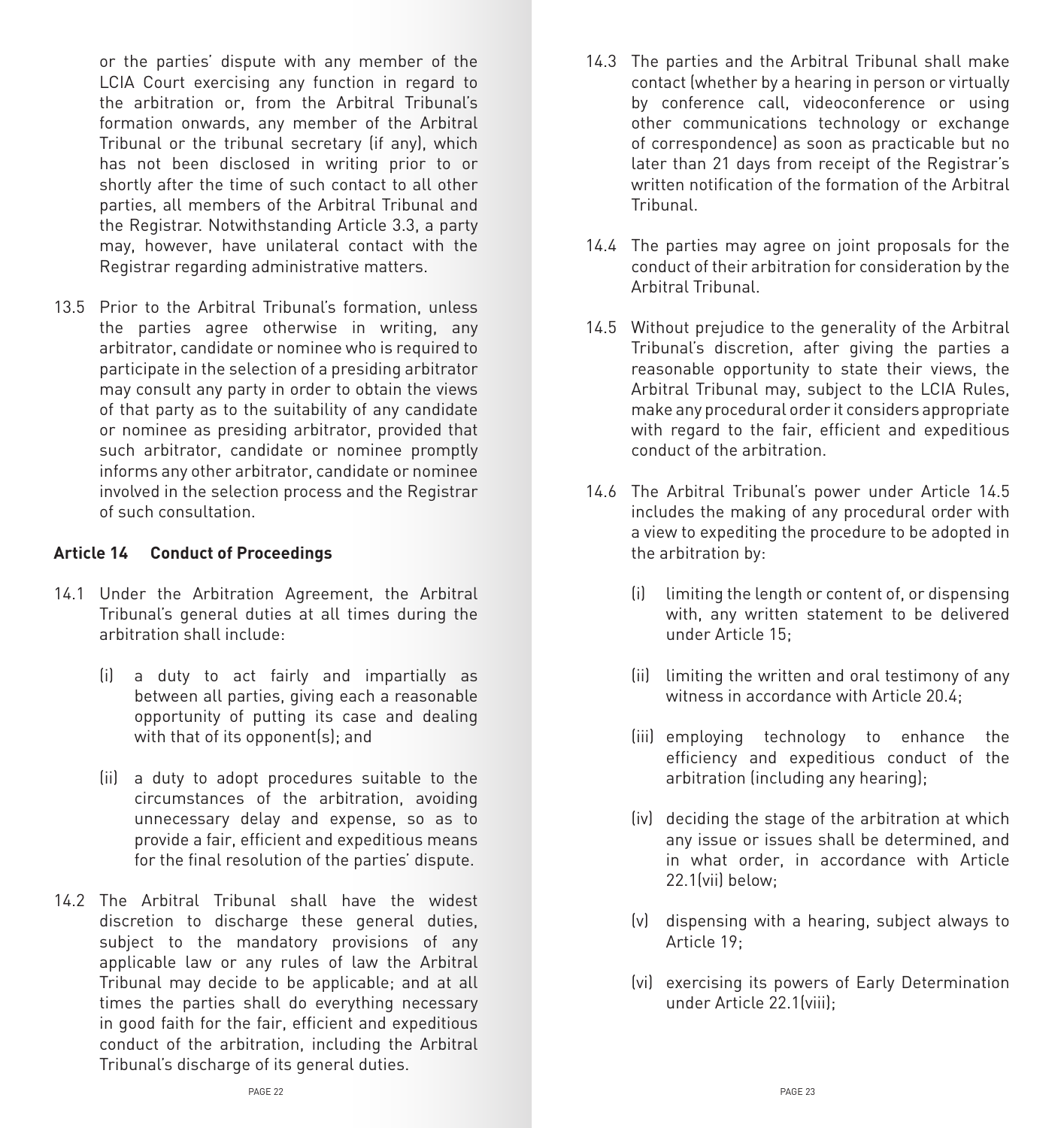or the parties' dispute with any member of the LCIA Court exercising any function in regard to the arbitration or, from the Arbitral Tribunal's formation onwards, any member of the Arbitral Tribunal or the tribunal secretary (if any), which has not been disclosed in writing prior to or shortly after the time of such contact to all other parties, all members of the Arbitral Tribunal and the Registrar. Notwithstanding Article 3.3, a party may, however, have unilateral contact with the Registrar regarding administrative matters.

13.5 Prior to the Arbitral Tribunal's formation, unless the parties agree otherwise in writing, any arbitrator, candidate or nominee who is required to participate in the selection of a presiding arbitrator may consult any party in order to obtain the views of that party as to the suitability of any candidate or nominee as presiding arbitrator, provided that such arbitrator, candidate or nominee promptly informs any other arbitrator, candidate or nominee involved in the selection process and the Registrar of such consultation.

**Article 14 Conduct of Proceedings**

14.1 Under the Arbitration Agreement, the Arbitral Tribunal's general duties at all times during the arbitration shall include:

(i) a duty to act fairly and impartially as between all parties, giving each a reasonable opportunity of putting its case and dealing with that of its opponent(s); and

(ii) a duty to adopt procedures suitable to the circumstances of the arbitration, avoiding unnecessary delay and expense, so as to provide a fair, efficient and expeditious means for the final resolution of the parties' dispute.

14.2 The Arbitral Tribunal shall have the widest discretion to discharge these general duties, subject to the mandatory provisions of any applicable law or any rules of law the Arbitral Tribunal may decide to be applicable; and at all times the parties shall do everything necessary in good faith for the fair, efficient and expeditious conduct of the arbitration, including the Arbitral Tribunal's discharge of its general duties.

14.3 The parties and the Arbitral Tribunal shall make contact (whether by a hearing in person or virtually by conference call, videoconference or using other communications technology or exchange of correspondence) as soon as practicable but no later than 21 days from receipt of the Registrar's written notification of the formation of the Arbitral Tribunal.

14.4 The parties may agree on joint proposals for the conduct of their arbitration for consideration by the Arbitral Tribunal.

14.5 Without prejudice to the generality of the Arbitral Tribunal's discretion, after giving the parties a reasonable opportunity to state their views, the Arbitral Tribunal may, subject to the LCIA Rules, make any procedural order it considers appropriate with regard to the fair, efficient and expeditious conduct of the arbitration.

14.6 The Arbitral Tribunal's power under Article 14.5 includes the making of any procedural order with a view to expediting the procedure to be adopted in the arbitration by:

(i) limiting the length or content of, or dispensing with, any written statement to be delivered under Article 15;

(ii) limiting the written and oral testimony of any witness in accordance with Article 20.4;

(iii) employing technology to enhance the efficiency and expeditious conduct of the arbitration (including any hearing);

(iv) deciding the stage of the arbitration at which any issue or issues shall be determined, and in what order, in accordance with Article 22.1(vii) below;

(v) dispensing with a hearing, subject always to Article 19;

(vi) exercising its powers of Early Determination under Article 22.1(viii);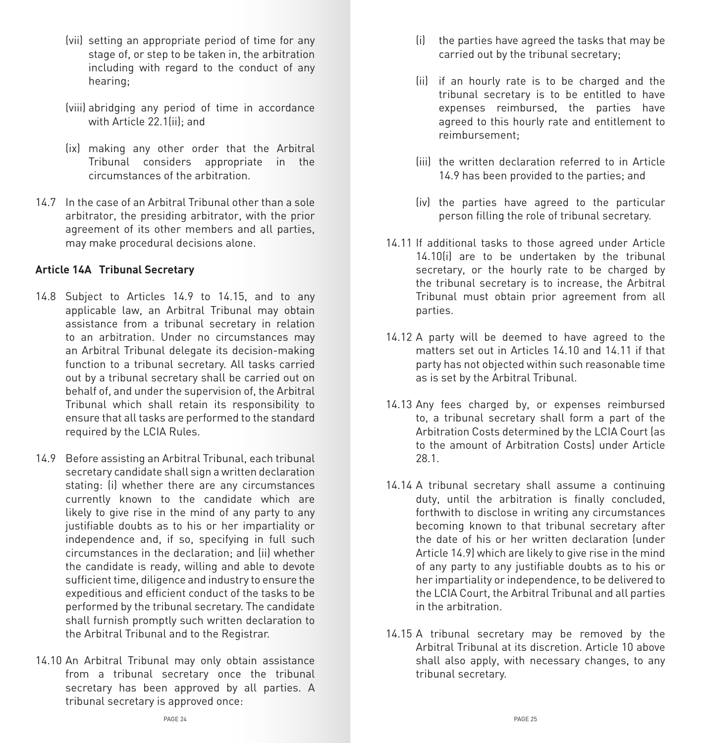(vii) setting an appropriate period of time for any stage of, or step to be taken in, the arbitration including with regard to the conduct of any hearing;

(viii) abridging any period of time in accordance with Article 22.1(ii); and

(ix) making any other order that the Arbitral Tribunal considers appropriate in the circumstances of the arbitration.

14.7 In the case of an Arbitral Tribunal other than a sole arbitrator, the presiding arbitrator, with the prior agreement of its other members and all parties, may make procedural decisions alone.

**Article 14A Tribunal Secretary**

14.8 Subject to Articles 14.9 to 14.15, and to any applicable law, an Arbitral Tribunal may obtain assistance from a tribunal secretary in relation to an arbitration. Under no circumstances may an Arbitral Tribunal delegate its decision-making function to a tribunal secretary. All tasks carried out by a tribunal secretary shall be carried out on behalf of, and under the supervision of, the Arbitral Tribunal which shall retain its responsibility to ensure that all tasks are performed to the standard required by the LCIA Rules.

14.9 Before assisting an Arbitral Tribunal, each tribunal secretary candidate shall sign a written declaration stating: (i) whether there are any circumstances currently known to the candidate which are likely to give rise in the mind of any party to any justifiable doubts as to his or her impartiality or independence and, if so, specifying in full such circumstances in the declaration; and (ii) whether the candidate is ready, willing and able to devote sufficient time, diligence and industry to ensure the expeditious and efficient conduct of the tasks to be performed by the tribunal secretary. The candidate shall furnish promptly such written declaration to the Arbitral Tribunal and to the Registrar.

14.10 An Arbitral Tribunal may only obtain assistance from a tribunal secretary once the tribunal secretary has been approved by all parties. A tribunal secretary is approved once:

(i) the parties have agreed the tasks that may be carried out by the tribunal secretary;

(ii) if an hourly rate is to be charged and the tribunal secretary is to be entitled to have expenses reimbursed, the parties have agreed to this hourly rate and entitlement to reimbursement;

(iii) the written declaration referred to in Article 14.9 has been provided to the parties; and

(iv) the parties have agreed to the particular person filling the role of tribunal secretary.

14.11 If additional tasks to those agreed under Article 14.10(i) are to be undertaken by the tribunal secretary, or the hourly rate to be charged by the tribunal secretary is to increase, the Arbitral Tribunal must obtain prior agreement from all parties.

14.12 A party will be deemed to have agreed to the matters set out in Articles 14.10 and 14.11 if that party has not objected within such reasonable time as is set by the Arbitral Tribunal.

14.13 Any fees charged by, or expenses reimbursed to, a tribunal secretary shall form a part of the Arbitration Costs determined by the LCIA Court (as to the amount of Arbitration Costs) under Article 28.1.

14.14 A tribunal secretary shall assume a continuing duty, until the arbitration is finally concluded, forthwith to disclose in writing any circumstances becoming known to that tribunal secretary after the date of his or her written declaration (under Article 14.9) which are likely to give rise in the mind of any party to any justifiable doubts as to his or her impartiality or independence, to be delivered to the LCIA Court, the Arbitral Tribunal and all parties in the arbitration.

14.15 A tribunal secretary may be removed by the Arbitral Tribunal at its discretion. Article 10 above shall also apply, with necessary changes, to any tribunal secretary.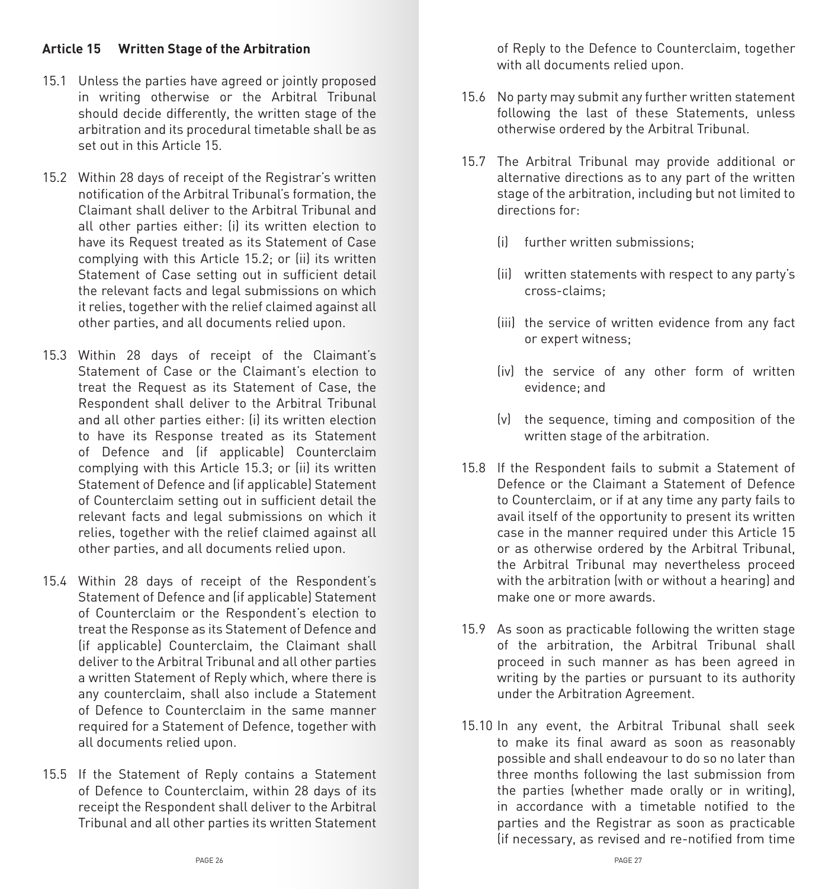**Article 15 Written Stage of the Arbitration**

15.1 Unless the parties have agreed or jointly proposed in writing otherwise or the Arbitral Tribunal should decide differently, the written stage of the arbitration and its procedural timetable shall be as set out in this Article 15.

15.2 Within 28 days of receipt of the Registrar's written notification of the Arbitral Tribunal's formation, the Claimant shall deliver to the Arbitral Tribunal and all other parties either: (i) its written election to have its Request treated as its Statement of Case complying with this Article 15.2; or (ii) its written Statement of Case setting out in sufficient detail the relevant facts and legal submissions on which it relies, together with the relief claimed against all other parties, and all documents relied upon.

15.3 Within 28 days of receipt of the Claimant's Statement of Case or the Claimant's election to treat the Request as its Statement of Case, the Respondent shall deliver to the Arbitral Tribunal and all other parties either: (i) its written election to have its Response treated as its Statement of Defence and (if applicable) Counterclaim complying with this Article 15.3; or (ii) its written Statement of Defence and (if applicable) Statement of Counterclaim setting out in sufficient detail the relevant facts and legal submissions on which it relies, together with the relief claimed against all other parties, and all documents relied upon.

15.4 Within 28 days of receipt of the Respondent's Statement of Defence and (if applicable) Statement of Counterclaim or the Respondent's election to treat the Response as its Statement of Defence and (if applicable) Counterclaim, the Claimant shall deliver to the Arbitral Tribunal and all other parties a written Statement of Reply which, where there is any counterclaim, shall also include a Statement of Defence to Counterclaim in the same manner required for a Statement of Defence, together with all documents relied upon.

15.5 If the Statement of Reply contains a Statement of Defence to Counterclaim, within 28 days of its receipt the Respondent shall deliver to the Arbitral Tribunal and all other parties its written Statement of Reply to the Defence to Counterclaim, together with all documents relied upon.

15.6 No party may submit any further written statement following the last of these Statements, unless otherwise ordered by the Arbitral Tribunal.

15.7 The Arbitral Tribunal may provide additional or alternative directions as to any part of the written stage of the arbitration, including but not limited to directions for:

(i) further written submissions;

(ii) written statements with respect to any party's cross-claims;

(iii) the service of written evidence from any fact or expert witness;

(iv) the service of any other form of written evidence; and

(v) the sequence, timing and composition of the written stage of the arbitration.

15.8 If the Respondent fails to submit a Statement of Defence or the Claimant a Statement of Defence to Counterclaim, or if at any time any party fails to avail itself of the opportunity to present its written case in the manner required under this Article 15 or as otherwise ordered by the Arbitral Tribunal, the Arbitral Tribunal may nevertheless proceed with the arbitration (with or without a hearing) and make one or more awards.

15.9 As soon as practicable following the written stage of the arbitration, the Arbitral Tribunal shall proceed in such manner as has been agreed in writing by the parties or pursuant to its authority under the Arbitration Agreement.

15.10 In any event, the Arbitral Tribunal shall seek to make its final award as soon as reasonably possible and shall endeavour to do so no later than three months following the last submission from the parties (whether made orally or in writing), in accordance with a timetable notified to the parties and the Registrar as soon as practicable (if necessary, as revised and re-notified from time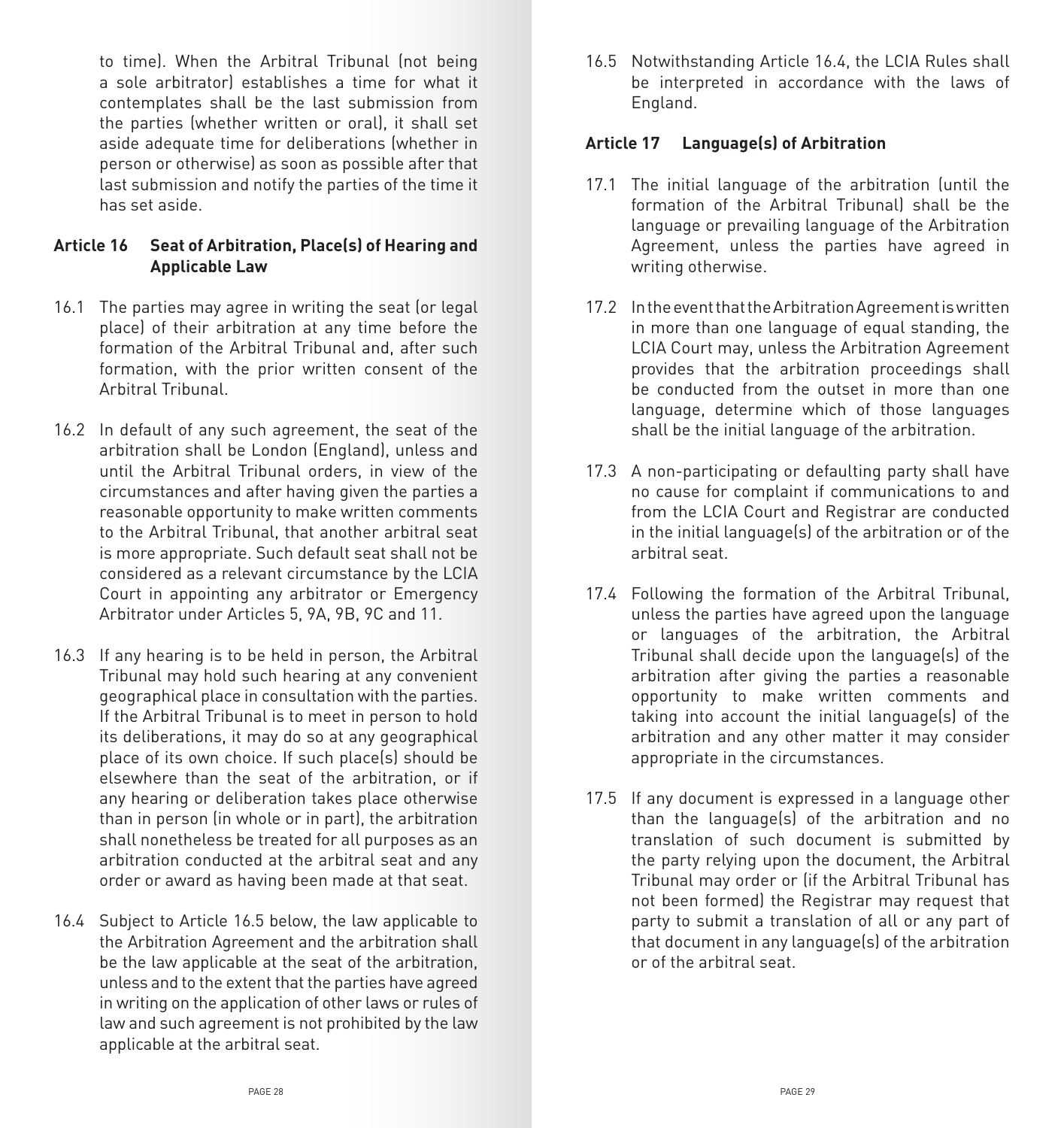to time). When the Arbitral Tribunal (not being a sole arbitrator) establishes a time for what it contemplates shall be the last submission from the parties (whether written or oral), it shall set aside adequate time for deliberations (whether in person or otherwise) as soon as possible after that last submission and notify the parties of the time it has set aside.

## Article 16 Seat of Arbitration, Place(s) of Hearing and Applicable Law

16.1 The parties may agree in writing the seat (or legal place) of their arbitration at any time before the formation of the Arbitral Tribunal and, after such formation, with the prior written consent of the Arbitral Tribunal.

16.2 In default of any such agreement, the seat of the arbitration shall be London (England), unless and until the Arbitral Tribunal orders, in view of the circumstances and after having given the parties a reasonable opportunity to make written comments to the Arbitral Tribunal, that another arbitral seat is more appropriate. Such default seat shall not be considered as a relevant circumstance by the LCIA Court in appointing any arbitrator or Emergency Arbitrator under Articles 5, 9A, 9B, 9C and 11.

16.3 If any hearing is to be held in person, the Arbitral Tribunal may hold such hearing at any convenient geographical place in consultation with the parties. If the Arbitral Tribunal is to meet in person to hold its deliberations, it may do so at any geographical place of its own choice. If such place(s) should be elsewhere than the seat of the arbitration, or if any hearing or deliberation takes place otherwise than in person (in whole or in part), the arbitration shall nonetheless be treated for all purposes as an arbitration conducted at the arbitral seat and any order or award as having been made at that seat.

16.4 Subject to Article 16.5 below, the law applicable to the Arbitration Agreement and the arbitration shall be the law applicable at the seat of the arbitration, unless and to the extent that the parties have agreed in writing on the application of other laws or rules of law and such agreement is not prohibited by the law applicable at the arbitral seat.

16.5 Notwithstanding Article 16.4, the LCIA Rules shall be interpreted in accordance with the laws of England.

## Article 17 Language(s) of Arbitration

17.1 The initial language of the arbitration (until the formation of the Arbitral Tribunal) shall be the language or prevailing language of the Arbitration Agreement, unless the parties have agreed in writing otherwise.

17.2 In the event that the Arbitration Agreement is written in more than one language of equal standing, the LCIA Court may, unless the Arbitration Agreement provides that the arbitration proceedings shall be conducted from the outset in more than one language, determine which of those languages shall be the initial language of the arbitration.

17.3 A non-participating or defaulting party shall have no cause for complaint if communications to and from the LCIA Court and Registrar are conducted in the initial language(s) of the arbitration or of the arbitral seat.

17.4 Following the formation of the Arbitral Tribunal, unless the parties have agreed upon the language or languages of the arbitration, the Arbitral Tribunal shall decide upon the language(s) of the arbitration after giving the parties a reasonable opportunity to make written comments and taking into account the initial language(s) of the arbitration and any other matter it may consider appropriate in the circumstances.

17.5 If any document is expressed in a language other than the language(s) of the arbitration and no translation of such document is submitted by the party relying upon the document, the Arbitral Tribunal may order or (if the Arbitral Tribunal has not been formed) the Registrar may request that party to submit a translation of all or any part of that document in any language(s) of the arbitration or of the arbitral seat.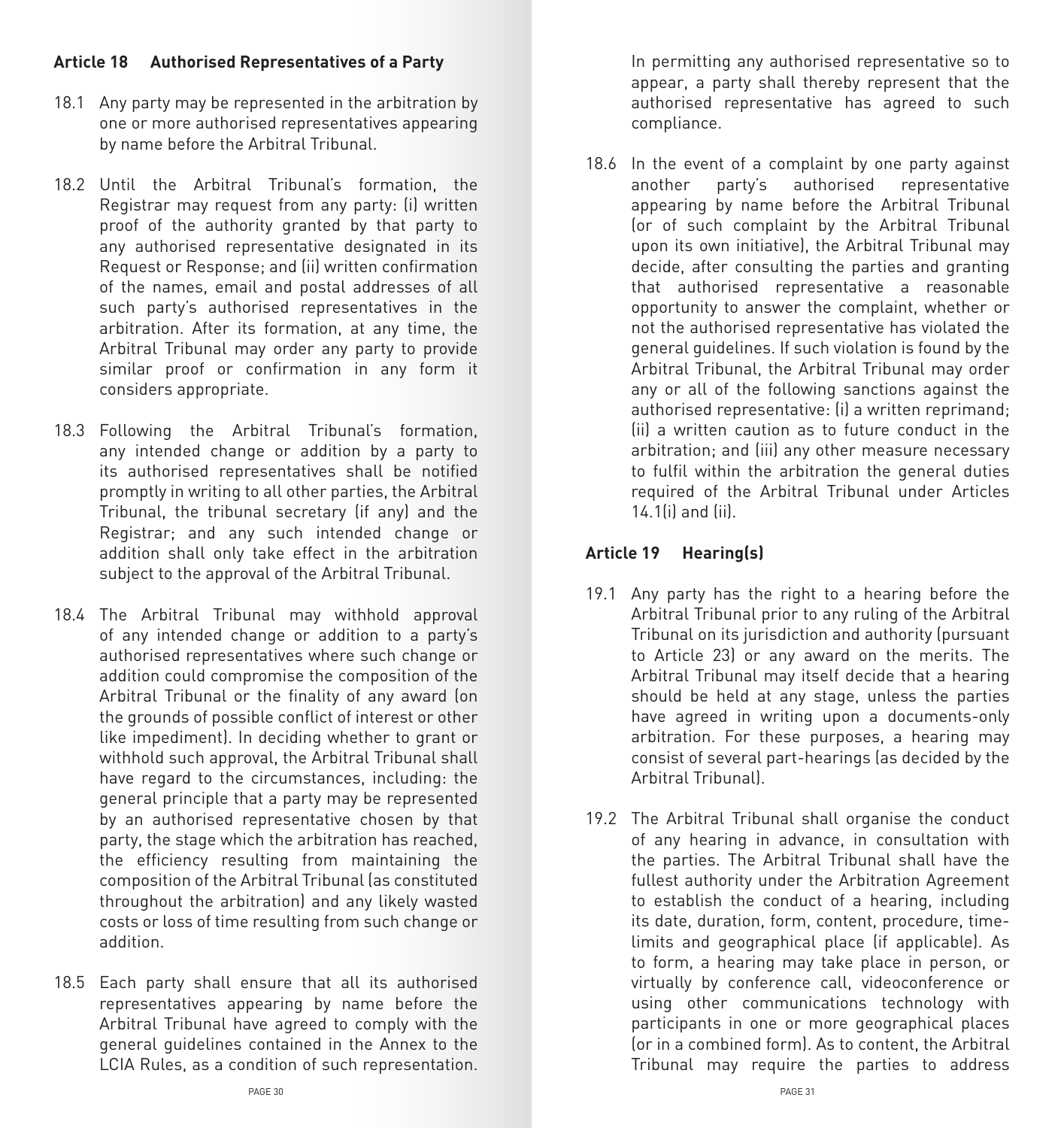## Article 18 Authorised Representatives of a Party

18.1 Any party may be represented in the arbitration by one or more authorised representatives appearing by name before the Arbitral Tribunal.

18.2 Until the Arbitral Tribunal's formation, the Registrar may request from any party: (i) written proof of the authority granted by that party to any authorised representative designated in its Request or Response; and (ii) written confirmation of the names, email and postal addresses of all such party's authorised representatives in the arbitration. After its formation, at any time, the Arbitral Tribunal may order any party to provide similar proof or confirmation in any form it considers appropriate.

18.3 Following the Arbitral Tribunal's formation, any intended change or addition by a party to its authorised representatives shall be notified promptly in writing to all other parties, the Arbitral Tribunal, the tribunal secretary (if any) and the Registrar; and any such intended change or addition shall only take effect in the arbitration subject to the approval of the Arbitral Tribunal.

18.4 The Arbitral Tribunal may withhold approval of any intended change or addition to a party's authorised representatives where such change or addition could compromise the composition of the Arbitral Tribunal or the finality of any award (on the grounds of possible conflict of interest or other like impediment). In deciding whether to grant or withhold such approval, the Arbitral Tribunal shall have regard to the circumstances, including: the general principle that a party may be represented by an authorised representative chosen by that party, the stage which the arbitration has reached, the efficiency resulting from maintaining the composition of the Arbitral Tribunal (as constituted throughout the arbitration) and any likely wasted costs or loss of time resulting from such change or addition.

18.5 Each party shall ensure that all its authorised representatives appearing by name before the Arbitral Tribunal have agreed to comply with the general guidelines contained in the Annex to the LCIA Rules, as a condition of such representation. In permitting any authorised representative so to appear, a party shall thereby represent that the authorised representative has agreed to such compliance.

18.6 In the event of a complaint by one party against another party's authorised representative appearing by name before the Arbitral Tribunal (or of such complaint by the Arbitral Tribunal upon its own initiative), the Arbitral Tribunal may decide, after consulting the parties and granting that authorised representative a reasonable opportunity to answer the complaint, whether or not the authorised representative has violated the general guidelines. If such violation is found by the Arbitral Tribunal, the Arbitral Tribunal may order any or all of the following sanctions against the authorised representative: (i) a written reprimand; (ii) a written caution as to future conduct in the arbitration; and (iii) any other measure necessary to fulfil within the arbitration the general duties required of the Arbitral Tribunal under Articles 14.1(i) and (ii).

## Article 19 Hearing(s)

19.1 Any party has the right to a hearing before the Arbitral Tribunal prior to any ruling of the Arbitral Tribunal on its jurisdiction and authority (pursuant to Article 23) or any award on the merits. The Arbitral Tribunal may itself decide that a hearing should be held at any stage, unless the parties have agreed in writing upon a documents-only arbitration. For these purposes, a hearing may consist of several part-hearings (as decided by the Arbitral Tribunal).

19.2 The Arbitral Tribunal shall organise the conduct of any hearing in advance, in consultation with the parties. The Arbitral Tribunal shall have the fullest authority under the Arbitration Agreement to establish the conduct of a hearing, including its date, duration, form, content, procedure, time-limits and geographical place (if applicable). As to form, a hearing may take place in person, or virtually by conference call, videoconference or using other communications technology with participants in one or more geographical places (or in a combined form). As to content, the Arbitral Tribunal may require the parties to address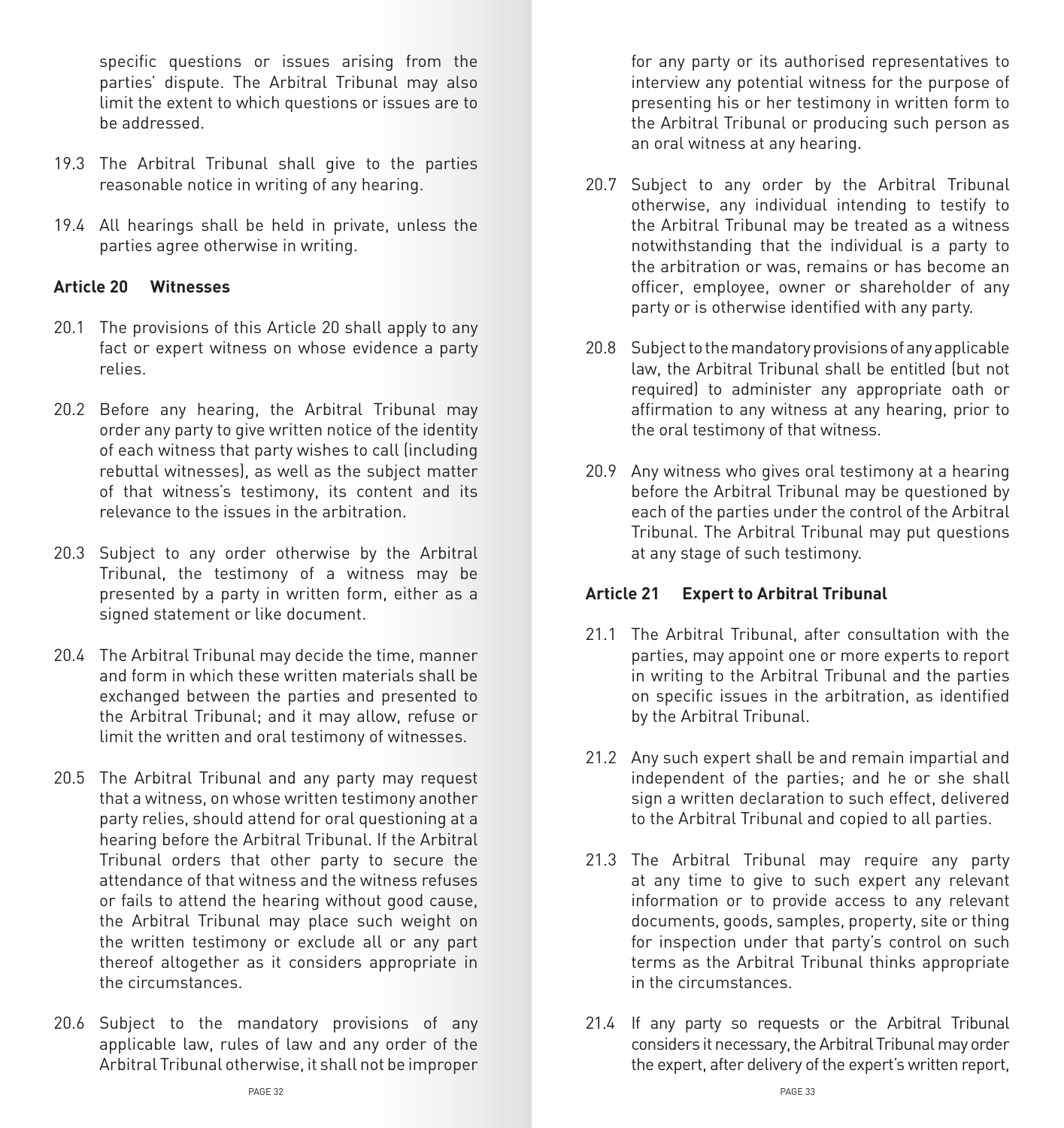specific questions or issues arising from the parties' dispute. The Arbitral Tribunal may also limit the extent to which questions or issues are to be addressed.

19.3 The Arbitral Tribunal shall give to the parties reasonable notice in writing of any hearing.

19.4 All hearings shall be held in private, unless the parties agree otherwise in writing.

### Article 20 Witnesses

20.1 The provisions of this Article 20 shall apply to any fact or expert witness on whose evidence a party relies.

20.2 Before any hearing, the Arbitral Tribunal may order any party to give written notice of the identity of each witness that party wishes to call (including rebuttal witnesses), as well as the subject matter of that witness's testimony, its content and its relevance to the issues in the arbitration.

20.3 Subject to any order otherwise by the Arbitral Tribunal, the testimony of a witness may be presented by a party in written form, either as a signed statement or like document.

20.4 The Arbitral Tribunal may decide the time, manner and form in which these written materials shall be exchanged between the parties and presented to the Arbitral Tribunal; and it may allow, refuse or limit the written and oral testimony of witnesses.

20.5 The Arbitral Tribunal and any party may request that a witness, on whose written testimony another party relies, should attend for oral questioning at a hearing before the Arbitral Tribunal. If the Arbitral Tribunal orders that other party to secure the attendance of that witness and the witness refuses or fails to attend the hearing without good cause, the Arbitral Tribunal may place such weight on the written testimony or exclude all or any part thereof altogether as it considers appropriate in the circumstances.

20.6 Subject to the mandatory provisions of any applicable law, rules of law and any order of the Arbitral Tribunal otherwise, it shall not be improper for any party or its authorised representatives to interview any potential witness for the purpose of presenting his or her testimony in written form to the Arbitral Tribunal or producing such person as an oral witness at any hearing.

20.7 Subject to any order by the Arbitral Tribunal otherwise, any individual intending to testify to the Arbitral Tribunal may be treated as a witness notwithstanding that the individual is a party to the arbitration or was, remains or has become an officer, employee, owner or shareholder of any party or is otherwise identified with any party.

20.8 Subject to the mandatory provisions of any applicable law, the Arbitral Tribunal shall be entitled (but not required) to administer any appropriate oath or affirmation to any witness at any hearing, prior to the oral testimony of that witness.

20.9 Any witness who gives oral testimony at a hearing before the Arbitral Tribunal may be questioned by each of the parties under the control of the Arbitral Tribunal. The Arbitral Tribunal may put questions at any stage of such testimony.

### Article 21 Expert to Arbitral Tribunal

21.1 The Arbitral Tribunal, after consultation with the parties, may appoint one or more experts to report in writing to the Arbitral Tribunal and the parties on specific issues in the arbitration, as identified by the Arbitral Tribunal.

21.2 Any such expert shall be and remain impartial and independent of the parties; and he or she shall sign a written declaration to such effect, delivered to the Arbitral Tribunal and copied to all parties.

21.3 The Arbitral Tribunal may require any party at any time to give to such expert any relevant information or to provide access to any relevant documents, goods, samples, property, site or thing for inspection under that party's control on such terms as the Arbitral Tribunal thinks appropriate in the circumstances.

21.4 If any party so requests or the Arbitral Tribunal considers it necessary, the Arbitral Tribunal may order the expert, after delivery of the expert's written report,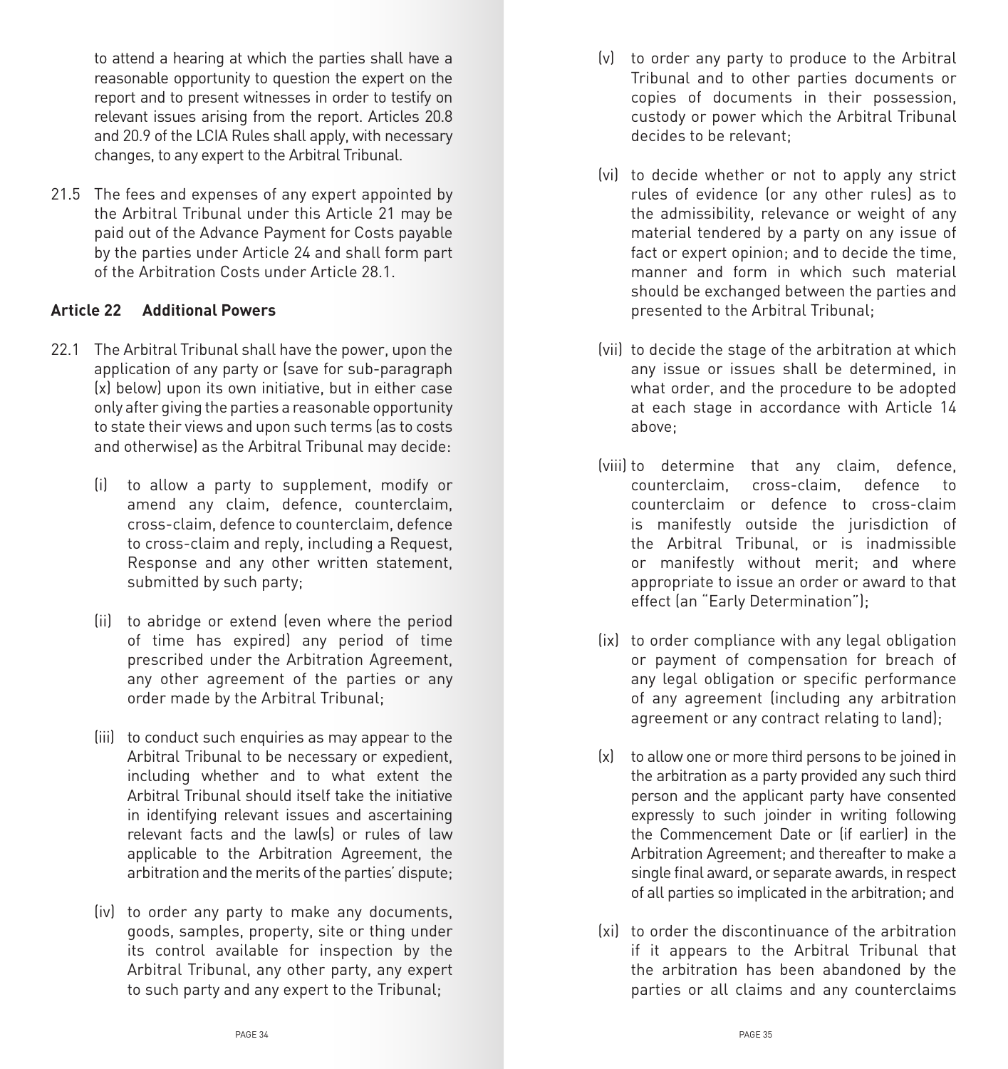to attend a hearing at which the parties shall have a reasonable opportunity to question the expert on the report and to present witnesses in order to testify on relevant issues arising from the report. Articles 20.8 and 20.9 of the LCIA Rules shall apply, with necessary changes, to any expert to the Arbitral Tribunal.

21.5 The fees and expenses of any expert appointed by the Arbitral Tribunal under this Article 21 may be paid out of the Advance Payment for Costs payable by the parties under Article 24 and shall form part of the Arbitration Costs under Article 28.1.

**Article 22 Additional Powers**

22.1 The Arbitral Tribunal shall have the power, upon the application of any party or (save for sub-paragraph (x) below) upon its own initiative, but in either case only after giving the parties a reasonable opportunity to state their views and upon such terms (as to costs and otherwise) as the Arbitral Tribunal may decide:

(i) to allow a party to supplement, modify or amend any claim, defence, counterclaim, cross-claim, defence to counterclaim, defence to cross-claim and reply, including a Request, Response and any other written statement, submitted by such party;

(ii) to abridge or extend (even where the period of time has expired) any period of time prescribed under the Arbitration Agreement, any other agreement of the parties or any order made by the Arbitral Tribunal;

(iii) to conduct such enquiries as may appear to the Arbitral Tribunal to be necessary or expedient, including whether and to what extent the Arbitral Tribunal should itself take the initiative in identifying relevant issues and ascertaining relevant facts and the law(s) or rules of law applicable to the Arbitration Agreement, the arbitration and the merits of the parties' dispute;

(iv) to order any party to make any documents, goods, samples, property, site or thing under its control available for inspection by the Arbitral Tribunal, any other party, any expert to such party and any expert to the Tribunal;

(v) to order any party to produce to the Arbitral Tribunal and to other parties documents or copies of documents in their possession, custody or power which the Arbitral Tribunal decides to be relevant;

(vi) to decide whether or not to apply any strict rules of evidence (or any other rules) as to the admissibility, relevance or weight of any material tendered by a party on any issue of fact or expert opinion; and to decide the time, manner and form in which such material should be exchanged between the parties and presented to the Arbitral Tribunal;

(vii) to decide the stage of the arbitration at which any issue or issues shall be determined, in what order, and the procedure to be adopted at each stage in accordance with Article 14 above;

(viii) to determine that any claim, defence, counterclaim, cross-claim, defence to counterclaim or defence to cross-claim is manifestly outside the jurisdiction of the Arbitral Tribunal, or is inadmissible or manifestly without merit; and where appropriate to issue an order or award to that effect (an "Early Determination");

(ix) to order compliance with any legal obligation or payment of compensation for breach of any legal obligation or specific performance of any agreement (including any arbitration agreement or any contract relating to land);

(x) to allow one or more third persons to be joined in the arbitration as a party provided any such third person and the applicant party have consented expressly to such joinder in writing following the Commencement Date or (if earlier) in the Arbitration Agreement; and thereafter to make a single final award, or separate awards, in respect of all parties so implicated in the arbitration; and

(xi) to order the discontinuance of the arbitration if it appears to the Arbitral Tribunal that the arbitration has been abandoned by the parties or all claims and any counterclaims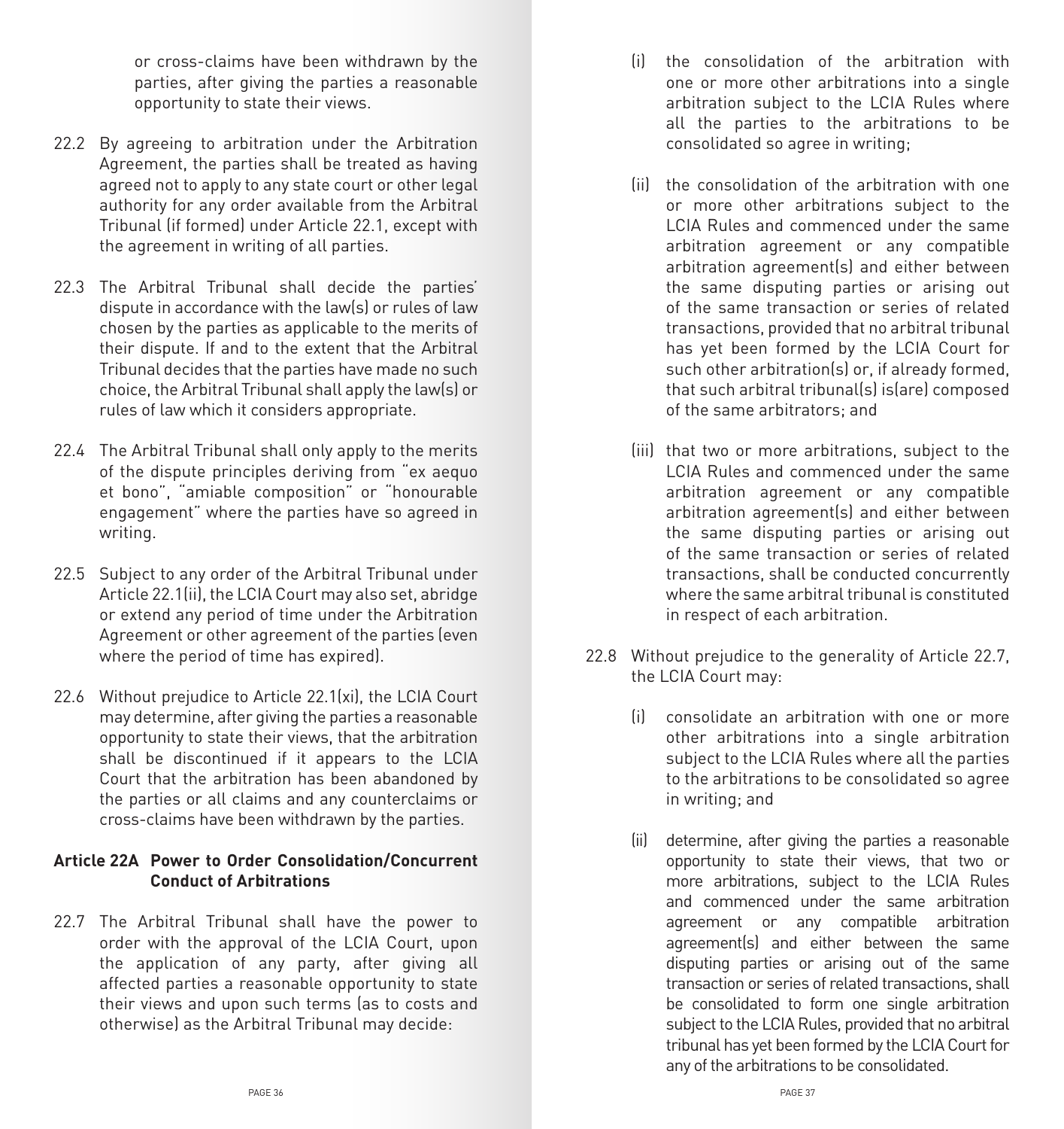or cross-claims have been withdrawn by the parties, after giving the parties a reasonable opportunity to state their views.

22.2 By agreeing to arbitration under the Arbitration Agreement, the parties shall be treated as having agreed not to apply to any state court or other legal authority for any order available from the Arbitral Tribunal (if formed) under Article 22.1, except with the agreement in writing of all parties.

22.3 The Arbitral Tribunal shall decide the parties' dispute in accordance with the law(s) or rules of law chosen by the parties as applicable to the merits of their dispute. If and to the extent that the Arbitral Tribunal decides that the parties have made no such choice, the Arbitral Tribunal shall apply the law(s) or rules of law which it considers appropriate.

22.4 The Arbitral Tribunal shall only apply to the merits of the dispute principles deriving from "ex aequo et bono", "amiable composition" or "honourable engagement" where the parties have so agreed in writing.

22.5 Subject to any order of the Arbitral Tribunal under Article 22.1(ii), the LCIA Court may also set, abridge or extend any period of time under the Arbitration Agreement or other agreement of the parties (even where the period of time has expired).

22.6 Without prejudice to Article 22.1(xi), the LCIA Court may determine, after giving the parties a reasonable opportunity to state their views, that the arbitration shall be discontinued if it appears to the LCIA Court that the arbitration has been abandoned by the parties or all claims and any counterclaims or cross-claims have been withdrawn by the parties.

### Article 22A Power to Order Consolidation/Concurrent Conduct of Arbitrations

22.7 The Arbitral Tribunal shall have the power to order with the approval of the LCIA Court, upon the application of any party, after giving all affected parties a reasonable opportunity to state their views and upon such terms (as to costs and otherwise) as the Arbitral Tribunal may decide:

(i) the consolidation of the arbitration with one or more other arbitrations into a single arbitration subject to the LCIA Rules where all the parties to the arbitrations to be consolidated so agree in writing;

(ii) the consolidation of the arbitration with one or more other arbitrations subject to the LCIA Rules and commenced under the same arbitration agreement or any compatible arbitration agreement(s) and either between the same disputing parties or arising out of the same transaction or series of related transactions, provided that no arbitral tribunal has yet been formed by the LCIA Court for such other arbitration(s) or, if already formed, that such arbitral tribunal(s) is(are) composed of the same arbitrators; and

(iii) that two or more arbitrations, subject to the LCIA Rules and commenced under the same arbitration agreement or any compatible arbitration agreement(s) and either between the same disputing parties or arising out of the same transaction or series of related transactions, shall be conducted concurrently where the same arbitral tribunal is constituted in respect of each arbitration.

22.8 Without prejudice to the generality of Article 22.7, the LCIA Court may:

(i) consolidate an arbitration with one or more other arbitrations into a single arbitration subject to the LCIA Rules where all the parties to the arbitrations to be consolidated so agree in writing; and

(ii) determine, after giving the parties a reasonable opportunity to state their views, that two or more arbitrations, subject to the LCIA Rules and commenced under the same arbitration agreement or any compatible arbitration agreement(s) and either between the same disputing parties or arising out of the same transaction or series of related transactions, shall be consolidated to form one single arbitration subject to the LCIA Rules, provided that no arbitral tribunal has yet been formed by the LCIA Court for any of the arbitrations to be consolidated.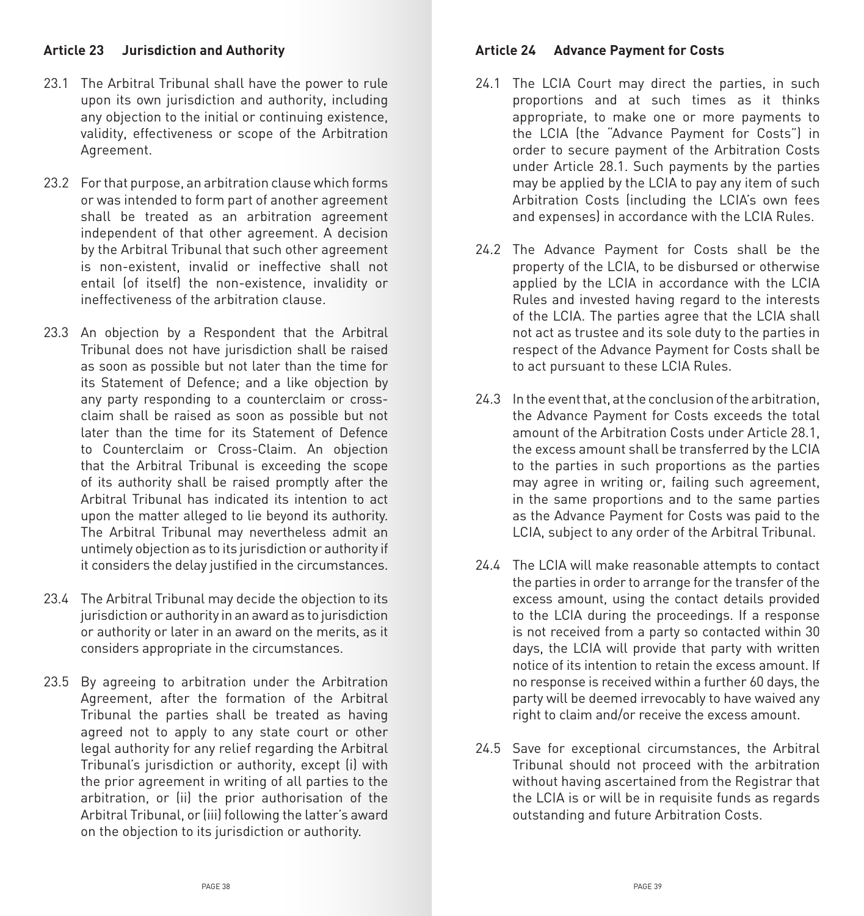### Article 23 Jurisdiction and Authority

23.1 The Arbitral Tribunal shall have the power to rule upon its own jurisdiction and authority, including any objection to the initial or continuing existence, validity, effectiveness or scope of the Arbitration Agreement.

23.2 For that purpose, an arbitration clause which forms or was intended to form part of another agreement shall be treated as an arbitration agreement independent of that other agreement. A decision by the Arbitral Tribunal that such other agreement is non-existent, invalid or ineffective shall not entail (of itself) the non-existence, invalidity or ineffectiveness of the arbitration clause.

23.3 An objection by a Respondent that the Arbitral Tribunal does not have jurisdiction shall be raised as soon as possible but not later than the time for its Statement of Defence; and a like objection by any party responding to a counterclaim or cross-claim shall be raised as soon as possible but not later than the time for its Statement of Defence to Counterclaim or Cross-Claim. An objection that the Arbitral Tribunal is exceeding the scope of its authority shall be raised promptly after the Arbitral Tribunal has indicated its intention to act upon the matter alleged to lie beyond its authority. The Arbitral Tribunal may nevertheless admit an untimely objection as to its jurisdiction or authority if it considers the delay justified in the circumstances.

23.4 The Arbitral Tribunal may decide the objection to its jurisdiction or authority in an award as to jurisdiction or authority or later in an award on the merits, as it considers appropriate in the circumstances.

23.5 By agreeing to arbitration under the Arbitration Agreement, after the formation of the Arbitral Tribunal the parties shall be treated as having agreed not to apply to any state court or other legal authority for any relief regarding the Arbitral Tribunal's jurisdiction or authority, except (i) with the prior agreement in writing of all parties to the arbitration, or (ii) the prior authorisation of the Arbitral Tribunal, or (iii) following the latter's award on the objection to its jurisdiction or authority.

### Article 24 Advance Payment for Costs

24.1 The LCIA Court may direct the parties, in such proportions and at such times as it thinks appropriate, to make one or more payments to the LCIA (the "Advance Payment for Costs") in order to secure payment of the Arbitration Costs under Article 28.1. Such payments by the parties may be applied by the LCIA to pay any item of such Arbitration Costs (including the LCIA's own fees and expenses) in accordance with the LCIA Rules.

24.2 The Advance Payment for Costs shall be the property of the LCIA, to be disbursed or otherwise applied by the LCIA in accordance with the LCIA Rules and invested having regard to the interests of the LCIA. The parties agree that the LCIA shall not act as trustee and its sole duty to the parties in respect of the Advance Payment for Costs shall be to act pursuant to these LCIA Rules.

24.3 In the event that, at the conclusion of the arbitration, the Advance Payment for Costs exceeds the total amount of the Arbitration Costs under Article 28.1, the excess amount shall be transferred by the LCIA to the parties in such proportions as the parties may agree in writing or, failing such agreement, in the same proportions and to the same parties as the Advance Payment for Costs was paid to the LCIA, subject to any order of the Arbitral Tribunal.

24.4 The LCIA will make reasonable attempts to contact the parties in order to arrange for the transfer of the excess amount, using the contact details provided to the LCIA during the proceedings. If a response is not received from a party so contacted within 30 days, the LCIA will provide that party with written notice of its intention to retain the excess amount. If no response is received within a further 60 days, the party will be deemed irrevocably to have waived any right to claim and/or receive the excess amount.

24.5 Save for exceptional circumstances, the Arbitral Tribunal should not proceed with the arbitration without having ascertained from the Registrar that the LCIA is or will be in requisite funds as regards outstanding and future Arbitration Costs.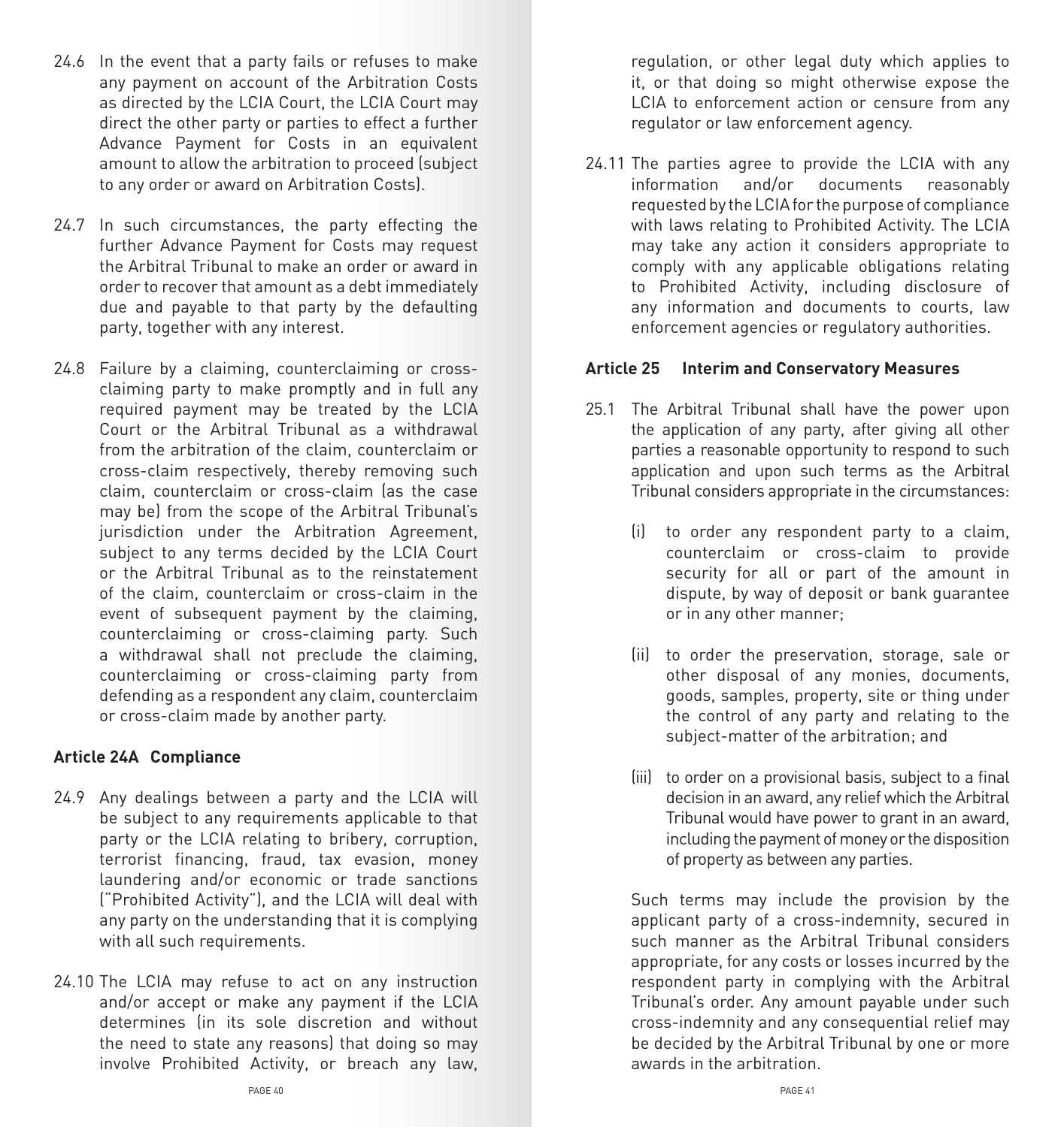24.6 In the event that a party fails or refuses to make any payment on account of the Arbitration Costs as directed by the LCIA Court, the LCIA Court may direct the other party or parties to effect a further Advance Payment for Costs in an equivalent amount to allow the arbitration to proceed (subject to any order or award on Arbitration Costs).

24.7 In such circumstances, the party effecting the further Advance Payment for Costs may request the Arbitral Tribunal to make an order or award in order to recover that amount as a debt immediately due and payable to that party by the defaulting party, together with any interest.

24.8 Failure by a claiming, counterclaiming or cross-claiming party to make promptly and in full any required payment may be treated by the LCIA Court or the Arbitral Tribunal as a withdrawal from the arbitration of the claim, counterclaim or cross-claim respectively, thereby removing such claim, counterclaim or cross-claim (as the case may be) from the scope of the Arbitral Tribunal's jurisdiction under the Arbitration Agreement, subject to any terms decided by the LCIA Court or the Arbitral Tribunal as to the reinstatement of the claim, counterclaim or cross-claim in the event of subsequent payment by the claiming, counterclaiming or cross-claiming party. Such a withdrawal shall not preclude the claiming, counterclaiming or cross-claiming party from defending as a respondent any claim, counterclaim or cross-claim made by another party.

**Article 24A Compliance**

24.9 Any dealings between a party and the LCIA will be subject to any requirements applicable to that party or the LCIA relating to bribery, corruption, terrorist financing, fraud, tax evasion, money laundering and/or economic or trade sanctions ("Prohibited Activity"), and the LCIA will deal with any party on the understanding that it is complying with all such requirements.

24.10 The LCIA may refuse to act on any instruction and/or accept or make any payment if the LCIA determines (in its sole discretion and without the need to state any reasons) that doing so may involve Prohibited Activity, or breach any law, regulation, or other legal duty which applies to it, or that doing so might otherwise expose the LCIA to enforcement action or censure from any regulator or law enforcement agency.

24.11 The parties agree to provide the LCIA with any information and/or documents reasonably requested by the LCIA for the purpose of compliance with laws relating to Prohibited Activity. The LCIA may take any action it considers appropriate to comply with any applicable obligations relating to Prohibited Activity, including disclosure of any information and documents to courts, law enforcement agencies or regulatory authorities.

**Article 25 Interim and Conservatory Measures**

25.1 The Arbitral Tribunal shall have the power upon the application of any party, after giving all other parties a reasonable opportunity to respond to such application and upon such terms as the Arbitral Tribunal considers appropriate in the circumstances:

(i) to order any respondent party to a claim, counterclaim or cross-claim to provide security for all or part of the amount in dispute, by way of deposit or bank guarantee or in any other manner;

(ii) to order the preservation, storage, sale or other disposal of any monies, documents, goods, samples, property, site or thing under the control of any party and relating to the subject-matter of the arbitration; and

(iii) to order on a provisional basis, subject to a final decision in an award, any relief which the Arbitral Tribunal would have power to grant in an award, including the payment of money or the disposition of property as between any parties.

Such terms may include the provision by the applicant party of a cross-indemnity, secured in such manner as the Arbitral Tribunal considers appropriate, for any costs or losses incurred by the respondent party in complying with the Arbitral Tribunal's order. Any amount payable under such cross-indemnity and any consequential relief may be decided by the Arbitral Tribunal by one or more awards in the arbitration.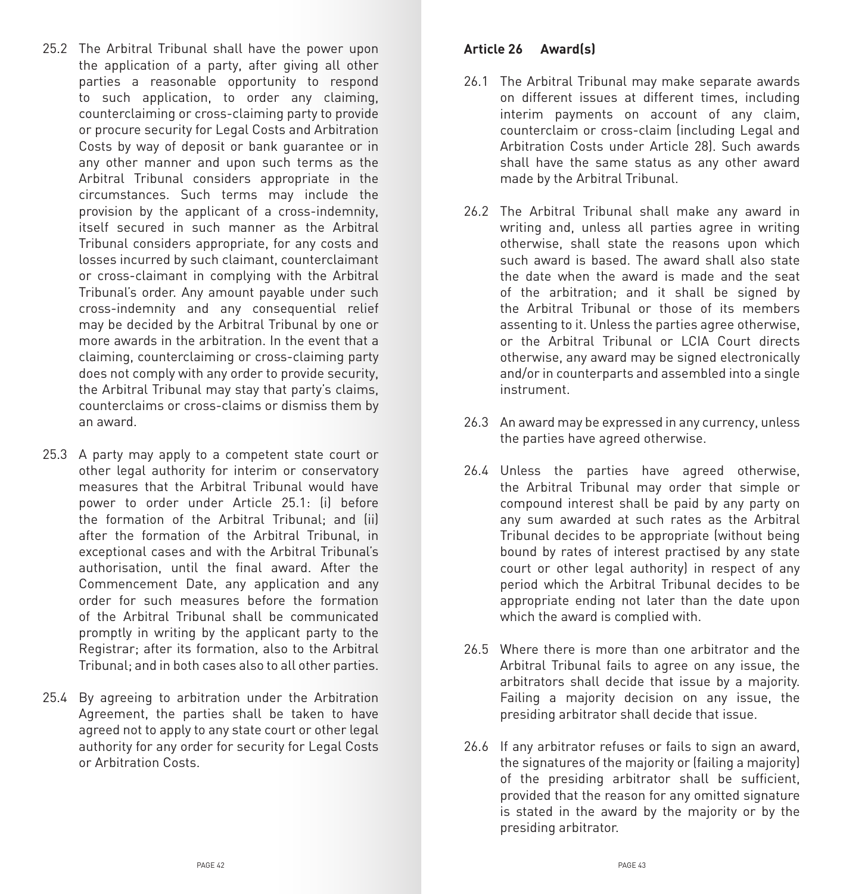25.2 The Arbitral Tribunal shall have the power upon the application of a party, after giving all other parties a reasonable opportunity to respond to such application, to order any claiming, counterclaiming or cross-claiming party to provide or procure security for Legal Costs and Arbitration Costs by way of deposit or bank guarantee or in any other manner and upon such terms as the Arbitral Tribunal considers appropriate in the circumstances. Such terms may include the provision by the applicant of a cross-indemnity, itself secured in such manner as the Arbitral Tribunal considers appropriate, for any costs and losses incurred by such claimant, counterclaimant or cross-claimant in complying with the Arbitral Tribunal's order. Any amount payable under such cross-indemnity and any consequential relief may be decided by the Arbitral Tribunal by one or more awards in the arbitration. In the event that a claiming, counterclaiming or cross-claiming party does not comply with any order to provide security, the Arbitral Tribunal may stay that party's claims, counterclaims or cross-claims or dismiss them by an award.

25.3 A party may apply to a competent state court or other legal authority for interim or conservatory measures that the Arbitral Tribunal would have power to order under Article 25.1: (i) before the formation of the Arbitral Tribunal; and (ii) after the formation of the Arbitral Tribunal, in exceptional cases and with the Arbitral Tribunal's authorisation, until the final award. After the Commencement Date, any application and any order for such measures before the formation of the Arbitral Tribunal shall be communicated promptly in writing by the applicant party to the Registrar; after its formation, also to the Arbitral Tribunal; and in both cases also to all other parties.

25.4 By agreeing to arbitration under the Arbitration Agreement, the parties shall be taken to have agreed not to apply to any state court or other legal authority for any order for security for Legal Costs or Arbitration Costs.

### Article 26 Award(s)

26.1 The Arbitral Tribunal may make separate awards on different issues at different times, including interim payments on account of any claim, counterclaim or cross-claim (including Legal and Arbitration Costs under Article 28). Such awards shall have the same status as any other award made by the Arbitral Tribunal.

26.2 The Arbitral Tribunal shall make any award in writing and, unless all parties agree in writing otherwise, shall state the reasons upon which such award is based. The award shall also state the date when the award is made and the seat of the arbitration; and it shall be signed by the Arbitral Tribunal or those of its members assenting to it. Unless the parties agree otherwise, or the Arbitral Tribunal or LCIA Court directs otherwise, any award may be signed electronically and/or in counterparts and assembled into a single instrument.

26.3 An award may be expressed in any currency, unless the parties have agreed otherwise.

26.4 Unless the parties have agreed otherwise, the Arbitral Tribunal may order that simple or compound interest shall be paid by any party on any sum awarded at such rates as the Arbitral Tribunal decides to be appropriate (without being bound by rates of interest practised by any state court or other legal authority) in respect of any period which the Arbitral Tribunal decides to be appropriate ending not later than the date upon which the award is complied with.

26.5 Where there is more than one arbitrator and the Arbitral Tribunal fails to agree on any issue, the arbitrators shall decide that issue by a majority. Failing a majority decision on any issue, the presiding arbitrator shall decide that issue.

26.6 If any arbitrator refuses or fails to sign an award, the signatures of the majority or (failing a majority) of the presiding arbitrator shall be sufficient, provided that the reason for any omitted signature is stated in the award by the majority or by the presiding arbitrator.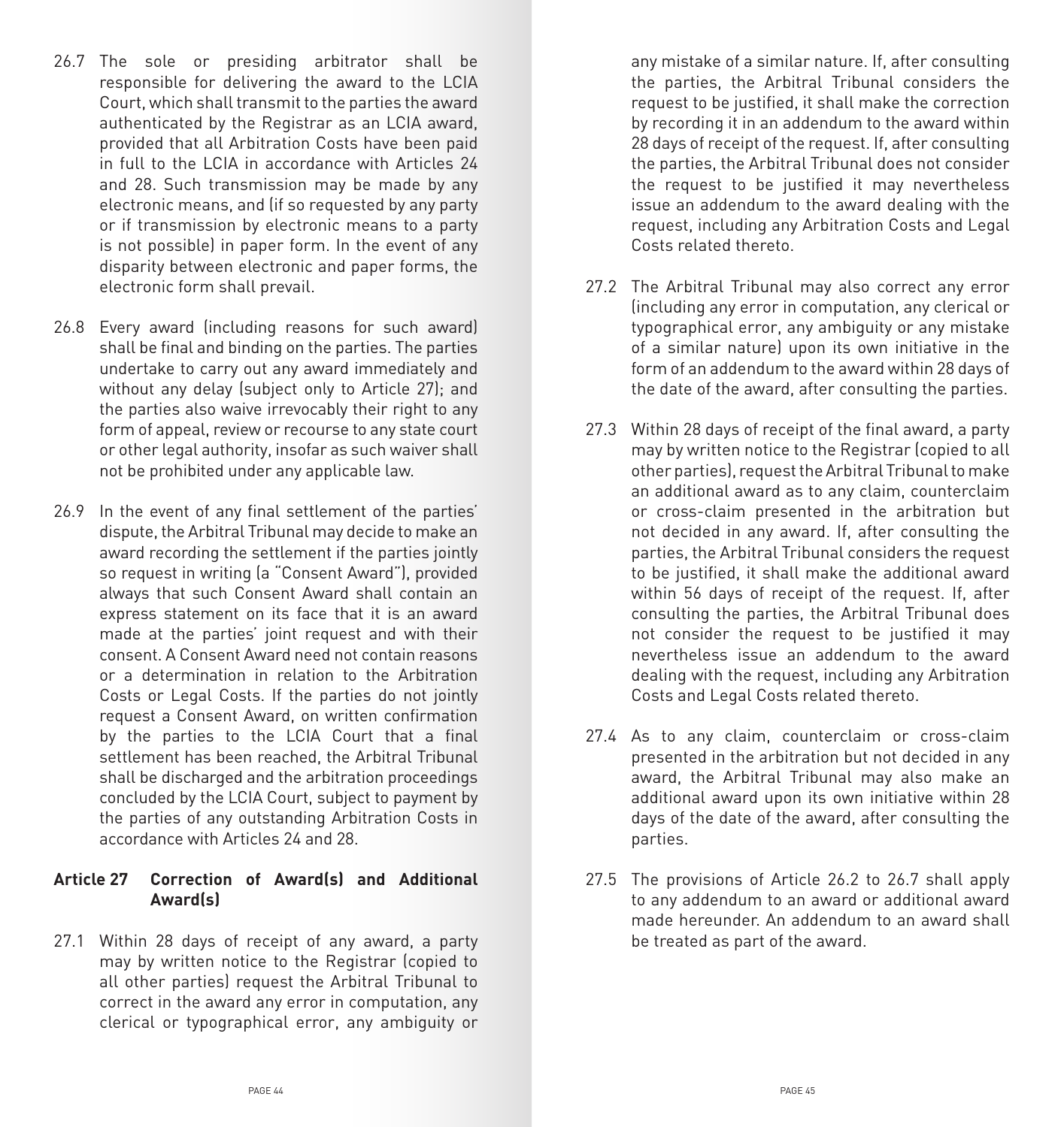26.7 The sole or presiding arbitrator shall be responsible for delivering the award to the LCIA Court, which shall transmit to the parties the award authenticated by the Registrar as an LCIA award, provided that all Arbitration Costs have been paid in full to the LCIA in accordance with Articles 24 and 28. Such transmission may be made by any electronic means, and (if so requested by any party or if transmission by electronic means to a party is not possible) in paper form. In the event of any disparity between electronic and paper forms, the electronic form shall prevail.

26.8 Every award (including reasons for such award) shall be final and binding on the parties. The parties undertake to carry out any award immediately and without any delay (subject only to Article 27); and the parties also waive irrevocably their right to any form of appeal, review or recourse to any state court or other legal authority, insofar as such waiver shall not be prohibited under any applicable law.

26.9 In the event of any final settlement of the parties' dispute, the Arbitral Tribunal may decide to make an award recording the settlement if the parties jointly so request in writing (a "Consent Award"), provided always that such Consent Award shall contain an express statement on its face that it is an award made at the parties' joint request and with their consent. A Consent Award need not contain reasons or a determination in relation to the Arbitration Costs or Legal Costs. If the parties do not jointly request a Consent Award, on written confirmation by the parties to the LCIA Court that a final settlement has been reached, the Arbitral Tribunal shall be discharged and the arbitration proceedings concluded by the LCIA Court, subject to payment by the parties of any outstanding Arbitration Costs in accordance with Articles 24 and 28.

## Article 27 Correction of Award(s) and Additional Award(s)

27.1 Within 28 days of receipt of any award, a party may by written notice to the Registrar (copied to all other parties) request the Arbitral Tribunal to correct in the award any error in computation, any clerical or typographical error, any ambiguity or any mistake of a similar nature. If, after consulting the parties, the Arbitral Tribunal considers the request to be justified, it shall make the correction by recording it in an addendum to the award within 28 days of receipt of the request. If, after consulting the parties, the Arbitral Tribunal does not consider the request to be justified it may nevertheless issue an addendum to the award dealing with the request, including any Arbitration Costs and Legal Costs related thereto.

27.2 The Arbitral Tribunal may also correct any error (including any error in computation, any clerical or typographical error, any ambiguity or any mistake of a similar nature) upon its own initiative in the form of an addendum to the award within 28 days of the date of the award, after consulting the parties.

27.3 Within 28 days of receipt of the final award, a party may by written notice to the Registrar (copied to all other parties), request the Arbitral Tribunal to make an additional award as to any claim, counterclaim or cross-claim presented in the arbitration but not decided in any award. If, after consulting the parties, the Arbitral Tribunal considers the request to be justified, it shall make the additional award within 56 days of receipt of the request. If, after consulting the parties, the Arbitral Tribunal does not consider the request to be justified it may nevertheless issue an addendum to the award dealing with the request, including any Arbitration Costs and Legal Costs related thereto.

27.4 As to any claim, counterclaim or cross-claim presented in the arbitration but not decided in any award, the Arbitral Tribunal may also make an additional award upon its own initiative within 28 days of the date of the award, after consulting the parties.

27.5 The provisions of Article 26.2 to 26.7 shall apply to any addendum to an award or additional award made hereunder. An addendum to an award shall be treated as part of the award.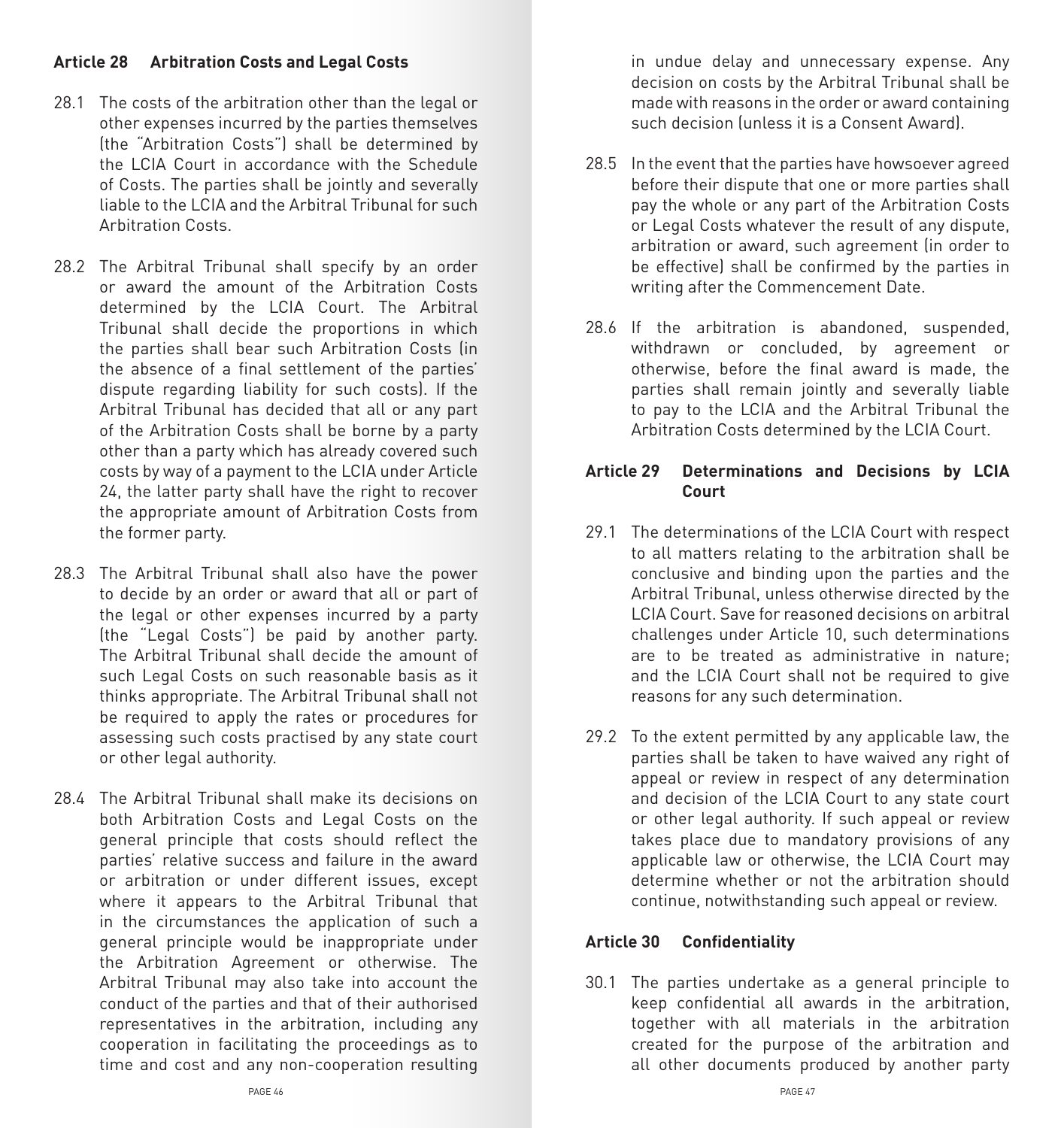### Article 28 Arbitration Costs and Legal Costs

28.1 The costs of the arbitration other than the legal or other expenses incurred by the parties themselves (the "Arbitration Costs") shall be determined by the LCIA Court in accordance with the Schedule of Costs. The parties shall be jointly and severally liable to the LCIA and the Arbitral Tribunal for such Arbitration Costs.

28.2 The Arbitral Tribunal shall specify by an order or award the amount of the Arbitration Costs determined by the LCIA Court. The Arbitral Tribunal shall decide the proportions in which the parties shall bear such Arbitration Costs (in the absence of a final settlement of the parties' dispute regarding liability for such costs). If the Arbitral Tribunal has decided that all or any part of the Arbitration Costs shall be borne by a party other than a party which has already covered such costs by way of a payment to the LCIA under Article 24, the latter party shall have the right to recover the appropriate amount of Arbitration Costs from the former party.

28.3 The Arbitral Tribunal shall also have the power to decide by an order or award that all or part of the legal or other expenses incurred by a party (the "Legal Costs") be paid by another party. The Arbitral Tribunal shall decide the amount of such Legal Costs on such reasonable basis as it thinks appropriate. The Arbitral Tribunal shall not be required to apply the rates or procedures for assessing such costs practised by any state court or other legal authority.

28.4 The Arbitral Tribunal shall make its decisions on both Arbitration Costs and Legal Costs on the general principle that costs should reflect the parties' relative success and failure in the award or arbitration or under different issues, except where it appears to the Arbitral Tribunal that in the circumstances the application of such a general principle would be inappropriate under the Arbitration Agreement or otherwise. The Arbitral Tribunal may also take into account the conduct of the parties and that of their authorised representatives in the arbitration, including any cooperation in facilitating the proceedings as to time and cost and any non-cooperation resulting in undue delay and unnecessary expense. Any decision on costs by the Arbitral Tribunal shall be made with reasons in the order or award containing such decision (unless it is a Consent Award).

28.5 In the event that the parties have howsoever agreed before their dispute that one or more parties shall pay the whole or any part of the Arbitration Costs or Legal Costs whatever the result of any dispute, arbitration or award, such agreement (in order to be effective) shall be confirmed by the parties in writing after the Commencement Date.

28.6 If the arbitration is abandoned, suspended, withdrawn or concluded, by agreement or otherwise, before the final award is made, the parties shall remain jointly and severally liable to pay to the LCIA and the Arbitral Tribunal the Arbitration Costs determined by the LCIA Court.

### Article 29 Determinations and Decisions by LCIA Court

29.1 The determinations of the LCIA Court with respect to all matters relating to the arbitration shall be conclusive and binding upon the parties and the Arbitral Tribunal, unless otherwise directed by the LCIA Court. Save for reasoned decisions on arbitral challenges under Article 10, such determinations are to be treated as administrative in nature; and the LCIA Court shall not be required to give reasons for any such determination.

29.2 To the extent permitted by any applicable law, the parties shall be taken to have waived any right of appeal or review in respect of any determination and decision of the LCIA Court to any state court or other legal authority. If such appeal or review takes place due to mandatory provisions of any applicable law or otherwise, the LCIA Court may determine whether or not the arbitration should continue, notwithstanding such appeal or review.

### Article 30 Confidentiality

30.1 The parties undertake as a general principle to keep confidential all awards in the arbitration, together with all materials in the arbitration created for the purpose of the arbitration and all other documents produced by another party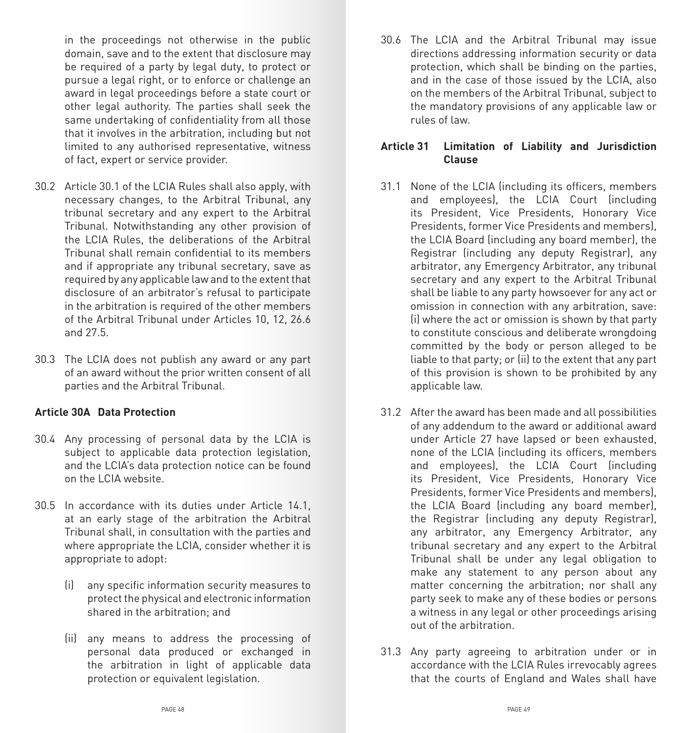in the proceedings not otherwise in the public domain, save and to the extent that disclosure may be required of a party by legal duty, to protect or pursue a legal right, or to enforce or challenge an award in legal proceedings before a state court or other legal authority. The parties shall seek the same undertaking of confidentiality from all those that it involves in the arbitration, including but not limited to any authorised representative, witness of fact, expert or service provider.

30.2 Article 30.1 of the LCIA Rules shall also apply, with necessary changes, to the Arbitral Tribunal, any tribunal secretary and any expert to the Arbitral Tribunal. Notwithstanding any other provision of the LCIA Rules, the deliberations of the Arbitral Tribunal shall remain confidential to its members and if appropriate any tribunal secretary, save as required by any applicable law and to the extent that disclosure of an arbitrator's refusal to participate in the arbitration is required of the other members of the Arbitral Tribunal under Articles 10, 12, 26.6 and 27.5.

30.3 The LCIA does not publish any award or any part of an award without the prior written consent of all parties and the Arbitral Tribunal.

**Article 30A Data Protection**

30.4 Any processing of personal data by the LCIA is subject to applicable data protection legislation, and the LCIA's data protection notice can be found on the LCIA website.

30.5 In accordance with its duties under Article 14.1, at an early stage of the arbitration the Arbitral Tribunal shall, in consultation with the parties and where appropriate the LCIA, consider whether it is appropriate to adopt:

(i) any specific information security measures to protect the physical and electronic information shared in the arbitration; and

(ii) any means to address the processing of personal data produced or exchanged in the arbitration in light of applicable data protection or equivalent legislation.

30.6 The LCIA and the Arbitral Tribunal may issue directions addressing information security or data protection, which shall be binding on the parties, and in the case of those issued by the LCIA, also on the members of the Arbitral Tribunal, subject to the mandatory provisions of any applicable law or rules of law.

**Article 31 Limitation of Liability and Jurisdiction Clause**

31.1 None of the LCIA (including its officers, members and employees), the LCIA Court (including its President, Vice Presidents, Honorary Vice Presidents, former Vice Presidents and members), the LCIA Board (including any board member), the Registrar (including any deputy Registrar), any arbitrator, any Emergency Arbitrator, any tribunal secretary and any expert to the Arbitral Tribunal shall be liable to any party howsoever for any act or omission in connection with any arbitration, save: (i) where the act or omission is shown by that party to constitute conscious and deliberate wrongdoing committed by the body or person alleged to be liable to that party; or (ii) to the extent that any part of this provision is shown to be prohibited by any applicable law.

31.2 After the award has been made and all possibilities of any addendum to the award or additional award under Article 27 have lapsed or been exhausted, none of the LCIA (including its officers, members and employees), the LCIA Court (including its President, Vice Presidents, Honorary Vice Presidents, former Vice Presidents and members), the LCIA Board (including any board member), the Registrar (including any deputy Registrar), any arbitrator, any Emergency Arbitrator, any tribunal secretary and any expert to the Arbitral Tribunal shall be under any legal obligation to make any statement to any person about any matter concerning the arbitration; nor shall any party seek to make any of these bodies or persons a witness in any legal or other proceedings arising out of the arbitration.

31.3 Any party agreeing to arbitration under or in accordance with the LCIA Rules irrevocably agrees that the courts of England and Wales shall have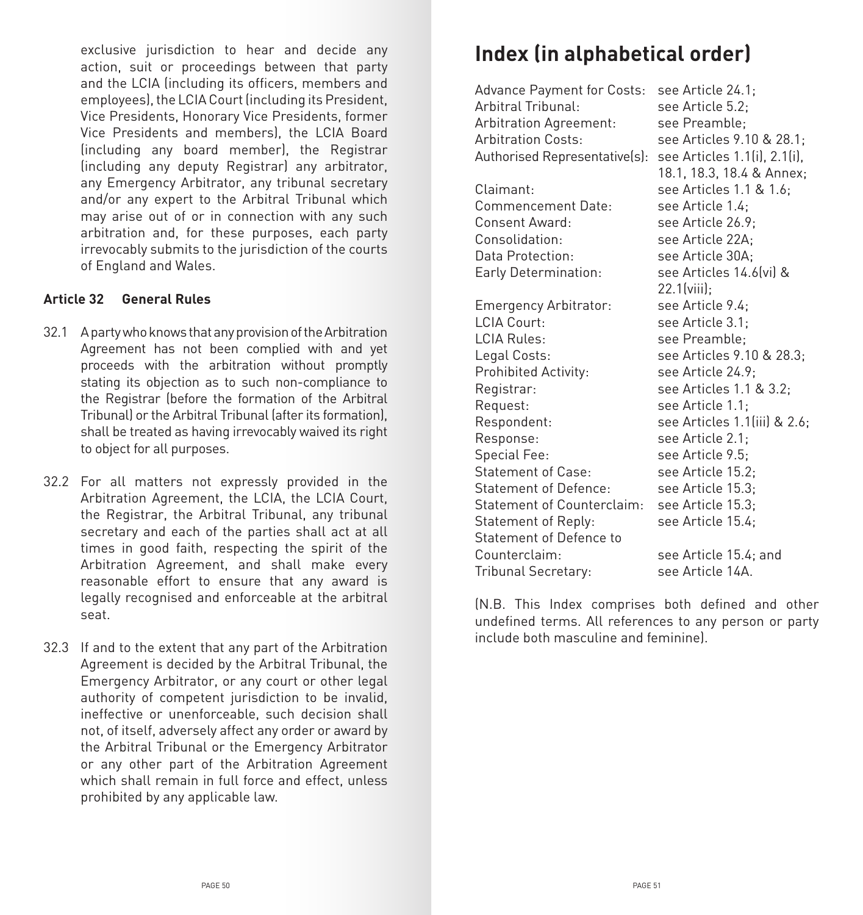exclusive jurisdiction to hear and decide any action, suit or proceedings between that party and the LCIA (including its officers, members and employees), the LCIA Court (including its President, Vice Presidents, Honorary Vice Presidents, former Vice Presidents and members), the LCIA Board (including any board member), the Registrar (including any deputy Registrar) any arbitrator, any Emergency Arbitrator, any tribunal secretary and/or any expert to the Arbitral Tribunal which may arise out of or in connection with any such arbitration and, for these purposes, each party irrevocably submits to the jurisdiction of the courts of England and Wales.

### Article 32 General Rules

32.1 A party who knows that any provision of the Arbitration Agreement has not been complied with and yet proceeds with the arbitration without promptly stating its objection as to such non-compliance to the Registrar (before the formation of the Arbitral Tribunal) or the Arbitral Tribunal (after its formation), shall be treated as having irrevocably waived its right to object for all purposes.

32.2 For all matters not expressly provided in the Arbitration Agreement, the LCIA, the LCIA Court, the Registrar, the Arbitral Tribunal, any tribunal secretary and each of the parties shall act at all times in good faith, respecting the spirit of the Arbitration Agreement, and shall make every reasonable effort to ensure that any award is legally recognised and enforceable at the arbitral seat.

32.3 If and to the extent that any part of the Arbitration Agreement is decided by the Arbitral Tribunal, the Emergency Arbitrator, or any court or other legal authority of competent jurisdiction to be invalid, ineffective or unenforceable, such decision shall not, of itself, adversely affect any order or award by the Arbitral Tribunal or the Emergency Arbitrator or any other part of the Arbitration Agreement which shall remain in full force and effect, unless prohibited by any applicable law.

# Index (in alphabetical order)

| | |
|---|---|
| Advance Payment for Costs: | see Article 24.1; |
| Arbitral Tribunal: | see Article 5.2; |
| Arbitration Agreement: | see Preamble; |
| Arbitration Costs: | see Articles 9.10 & 28.1; |
| Authorised Representative(s): | see Articles 1.1(i), 2.1(i), 18.1, 18.3, 18.4 & Annex; |
| Claimant: | see Articles 1.1 & 1.6; |
| Commencement Date: | see Article 1.4; |
| Consent Award: | see Article 26.9; |
| Consolidation: | see Article 22A; |
| Data Protection: | see Article 30A; |
| Early Determination: | see Articles 14.6(vi) & 22.1(viii); |
| Emergency Arbitrator: | see Article 9.4; |
| LCIA Court: | see Article 3.1; |
| LCIA Rules: | see Preamble; |
| Legal Costs: | see Articles 9.10 & 28.3; |
| Prohibited Activity: | see Article 24.9; |
| Registrar: | see Articles 1.1 & 3.2; |
| Request: | see Article 1.1; |
| Respondent: | see Articles 1.1(iii) & 2.6; |
| Response: | see Article 2.1; |
| Special Fee: | see Article 9.5; |
| Statement of Case: | see Article 15.2; |
| Statement of Defence: | see Article 15.3; |
| Statement of Counterclaim: | see Article 15.3; |
| Statement of Reply: | see Article 15.4; |
| Statement of Defence to Counterclaim: | see Article 15.4; and |
| Tribunal Secretary: | see Article 14A. |

(N.B. This Index comprises both defined and other undefined terms. All references to any person or party include both masculine and feminine).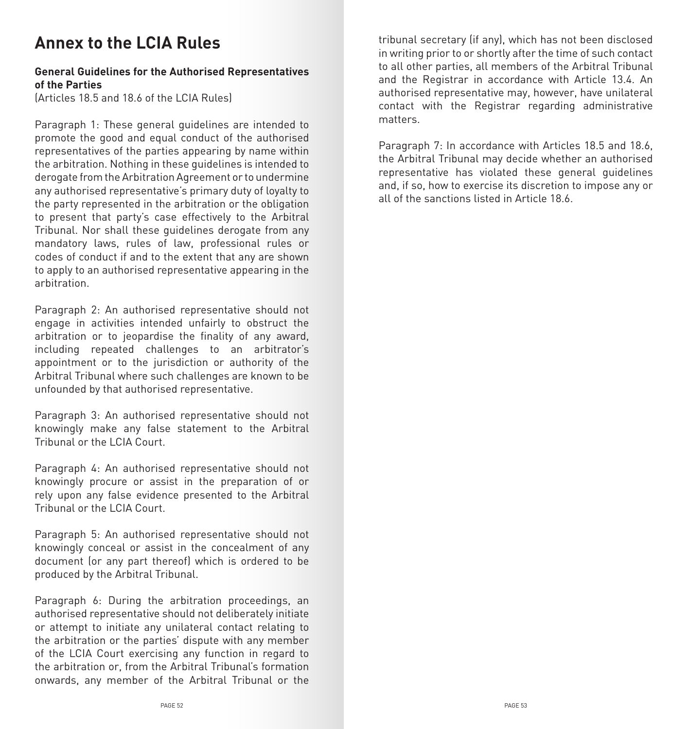# Annex to the LCIA Rules

**General Guidelines for the Authorised Representatives of the Parties**
(Articles 18.5 and 18.6 of the LCIA Rules)

Paragraph 1: These general guidelines are intended to promote the good and equal conduct of the authorised representatives of the parties appearing by name within the arbitration. Nothing in these guidelines is intended to derogate from the Arbitration Agreement or to undermine any authorised representative's primary duty of loyalty to the party represented in the arbitration or the obligation to present that party's case effectively to the Arbitral Tribunal. Nor shall these guidelines derogate from any mandatory laws, rules of law, professional rules or codes of conduct if and to the extent that any are shown to apply to an authorised representative appearing in the arbitration.

Paragraph 2: An authorised representative should not engage in activities intended unfairly to obstruct the arbitration or to jeopardise the finality of any award, including repeated challenges to an arbitrator's appointment or to the jurisdiction or authority of the Arbitral Tribunal where such challenges are known to be unfounded by that authorised representative.

Paragraph 3: An authorised representative should not knowingly make any false statement to the Arbitral Tribunal or the LCIA Court.

Paragraph 4: An authorised representative should not knowingly procure or assist in the preparation of or rely upon any false evidence presented to the Arbitral Tribunal or the LCIA Court.

Paragraph 5: An authorised representative should not knowingly conceal or assist in the concealment of any document (or any part thereof) which is ordered to be produced by the Arbitral Tribunal.

Paragraph 6: During the arbitration proceedings, an authorised representative should not deliberately initiate or attempt to initiate any unilateral contact relating to the arbitration or the parties' dispute with any member of the LCIA Court exercising any function in regard to the arbitration or, from the Arbitral Tribunal's formation onwards, any member of the Arbitral Tribunal or the tribunal secretary (if any), which has not been disclosed in writing prior to or shortly after the time of such contact to all other parties, all members of the Arbitral Tribunal and the Registrar in accordance with Article 13.4. An authorised representative may, however, have unilateral contact with the Registrar regarding administrative matters.

Paragraph 7: In accordance with Articles 18.5 and 18.6, the Arbitral Tribunal may decide whether an authorised representative has violated these general guidelines and, if so, how to exercise its discretion to impose any or all of the sanctions listed in Article 18.6.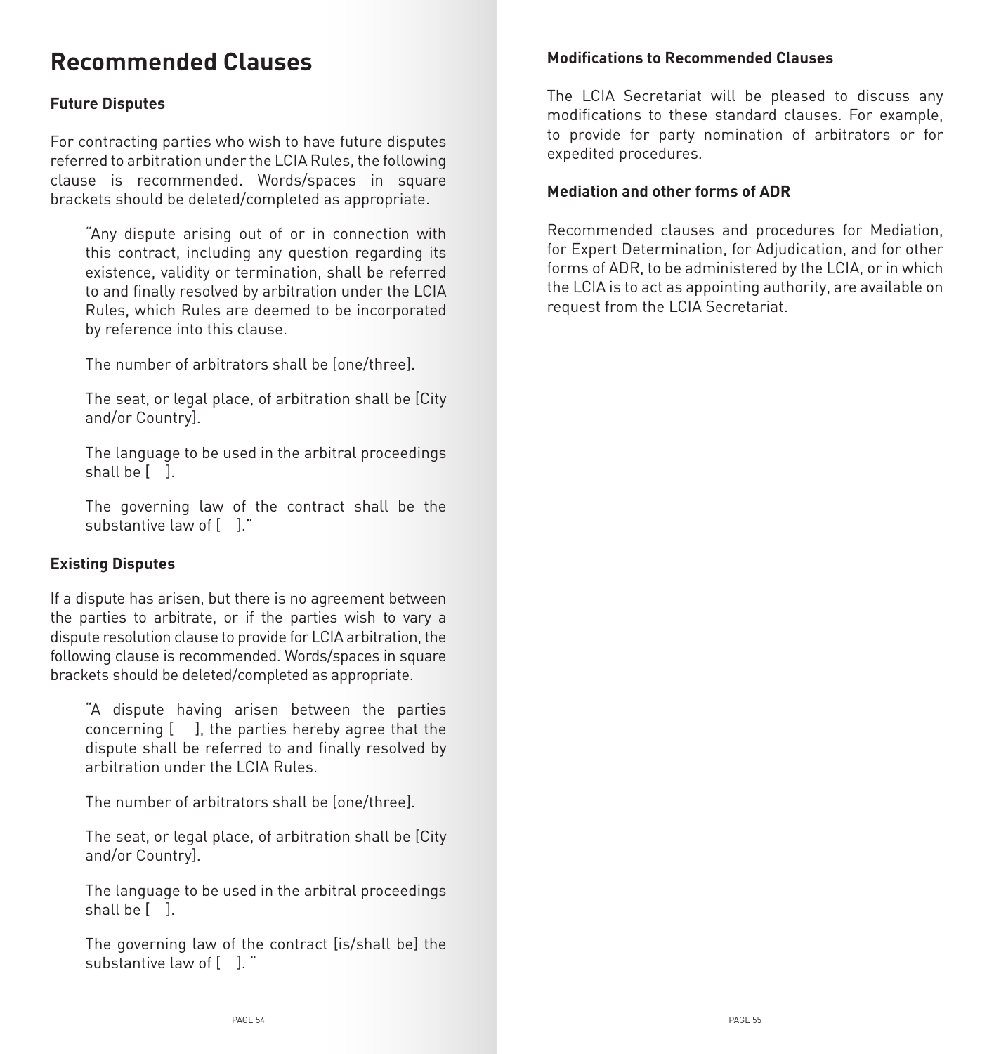# Recommended Clauses

### Future Disputes

For contracting parties who wish to have future disputes referred to arbitration under the LCIA Rules, the following clause is recommended. Words/spaces in square brackets should be deleted/completed as appropriate.

> "Any dispute arising out of or in connection with this contract, including any question regarding its existence, validity or termination, shall be referred to and finally resolved by arbitration under the LCIA Rules, which Rules are deemed to be incorporated by reference into this clause.
>
> The number of arbitrators shall be [one/three].
>
> The seat, or legal place, of arbitration shall be [City and/or Country].
>
> The language to be used in the arbitral proceedings shall be [ ].
>
> The governing law of the contract shall be the substantive law of [ ]."

### Existing Disputes

If a dispute has arisen, but there is no agreement between the parties to arbitrate, or if the parties wish to vary a dispute resolution clause to provide for LCIA arbitration, the following clause is recommended. Words/spaces in square brackets should be deleted/completed as appropriate.

> "A dispute having arisen between the parties concerning [ ], the parties hereby agree that the dispute shall be referred to and finally resolved by arbitration under the LCIA Rules.
>
> The number of arbitrators shall be [one/three].
>
> The seat, or legal place, of arbitration shall be [City and/or Country].
>
> The language to be used in the arbitral proceedings shall be [ ].
>
> The governing law of the contract [is/shall be] the substantive law of [ ]. "

### Modifications to Recommended Clauses

The LCIA Secretariat will be pleased to discuss any modifications to these standard clauses. For example, to provide for party nomination of arbitrators or for expedited procedures.

### Mediation and other forms of ADR

Recommended clauses and procedures for Mediation, for Expert Determination, for Adjudication, and for other forms of ADR, to be administered by the LCIA, or in which the LCIA is to act as appointing authority, are available on request from the LCIA Secretariat.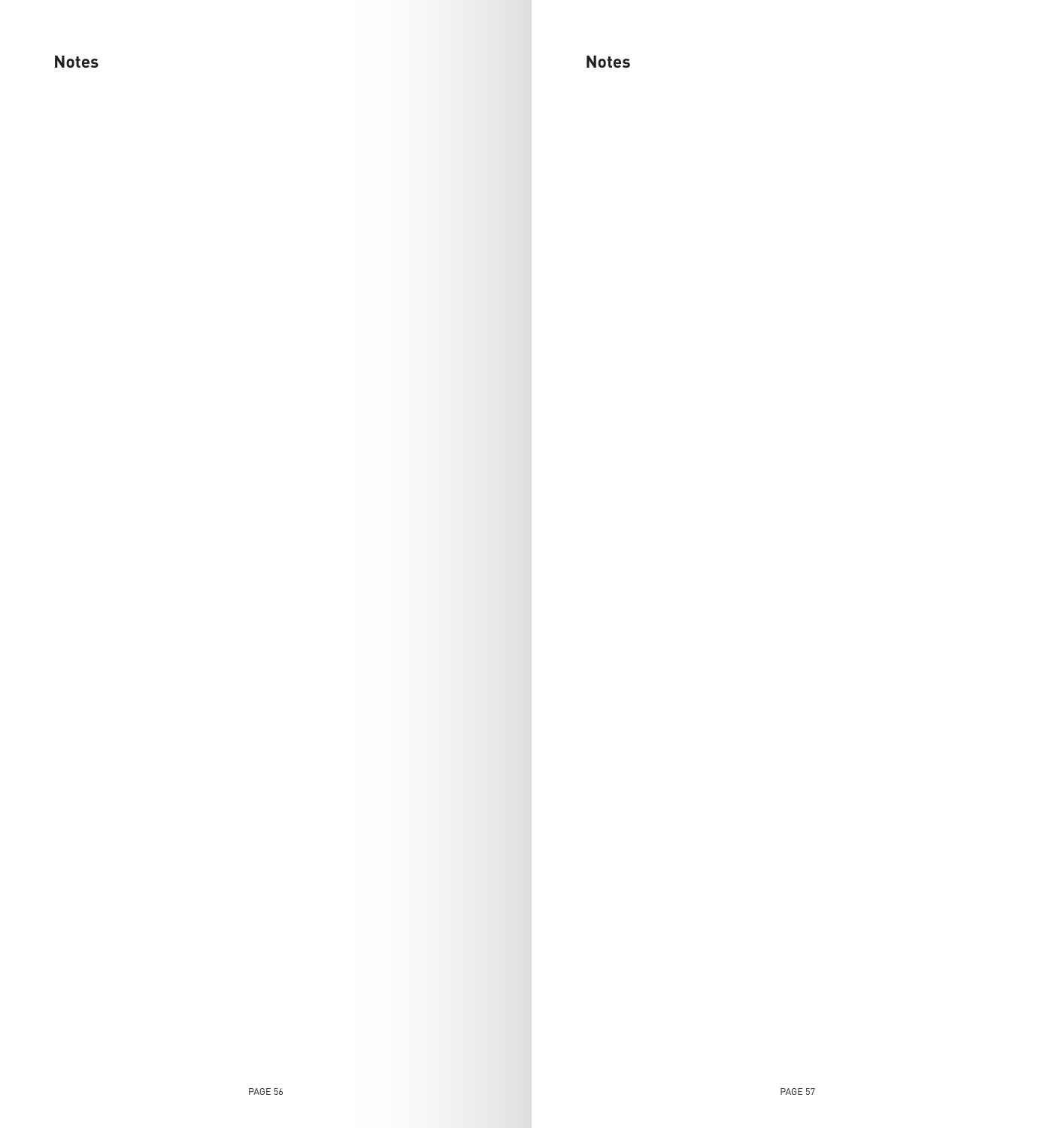## Notes

## Notes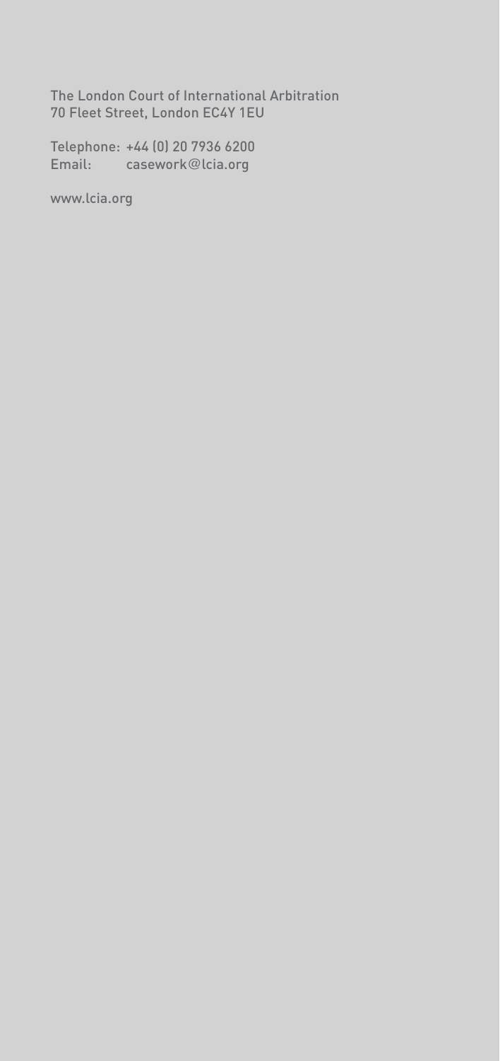The London Court of International Arbitration
70 Fleet Street, London EC4Y 1EU

Telephone: +44 (0) 20 7936 6200
Email: casework@lcia.org

www.lcia.org